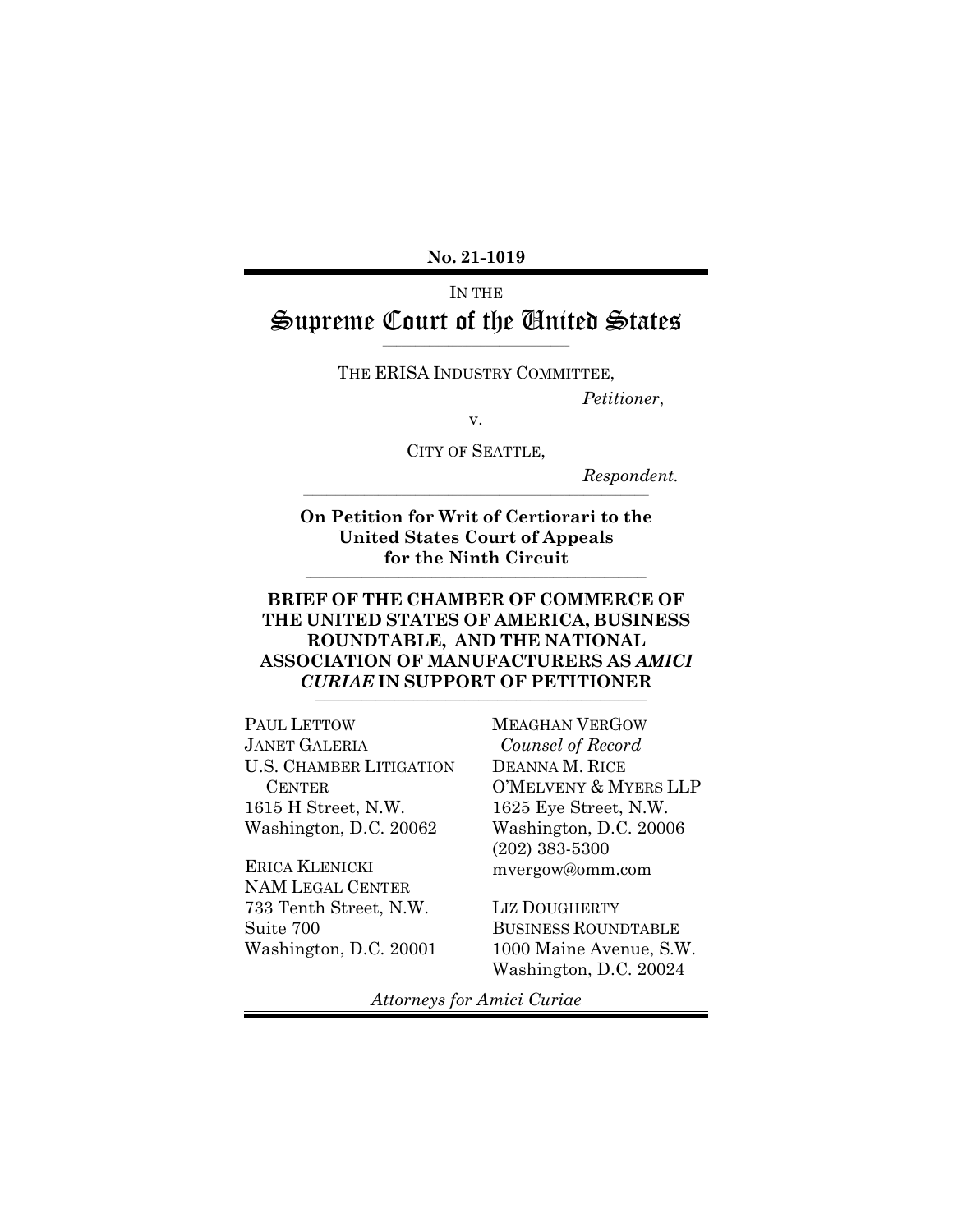**No. 21-1019**

IN THE

# Supreme Court of the United States

THE ERISA INDUSTRY COMMITTEE,

*Petitioner*,

v.

CITY OF SEATTLE,

*Respondent.*

**On Petition for Writ of Certiorari to the United States Court of Appeals for the Ninth Circuit**

**BRIEF OF THE CHAMBER OF COMMERCE OF THE UNITED STATES OF AMERICA, BUSINESS ROUNDTABLE, AND THE NATIONAL ASSOCIATION OF MANUFACTURERS AS *AMICI CURIAE* IN SUPPORT OF PETITIONER**

PAUL LETTOW
JANET GALERIA
U.S. CHAMBER LITIGATION CENTER
1615 H Street, N.W.
Washington, D.C. 20062

ERICA KLENICKI
NAM LEGAL CENTER
733 Tenth Street, N.W.
Suite 700
Washington, D.C. 20001

MEAGHAN VERGOW
*Counsel of Record*
DEANNA M. RICE
O'MELVENY & MYERS LLP
1625 Eye Street, N.W.
Washington, D.C. 20006
(202) 383-5300
mvergow@omm.com

LIZ DOUGHERTY
BUSINESS ROUNDTABLE
1000 Maine Avenue, S.W.
Washington, D.C. 20024

*Attorneys for Amici Curiae*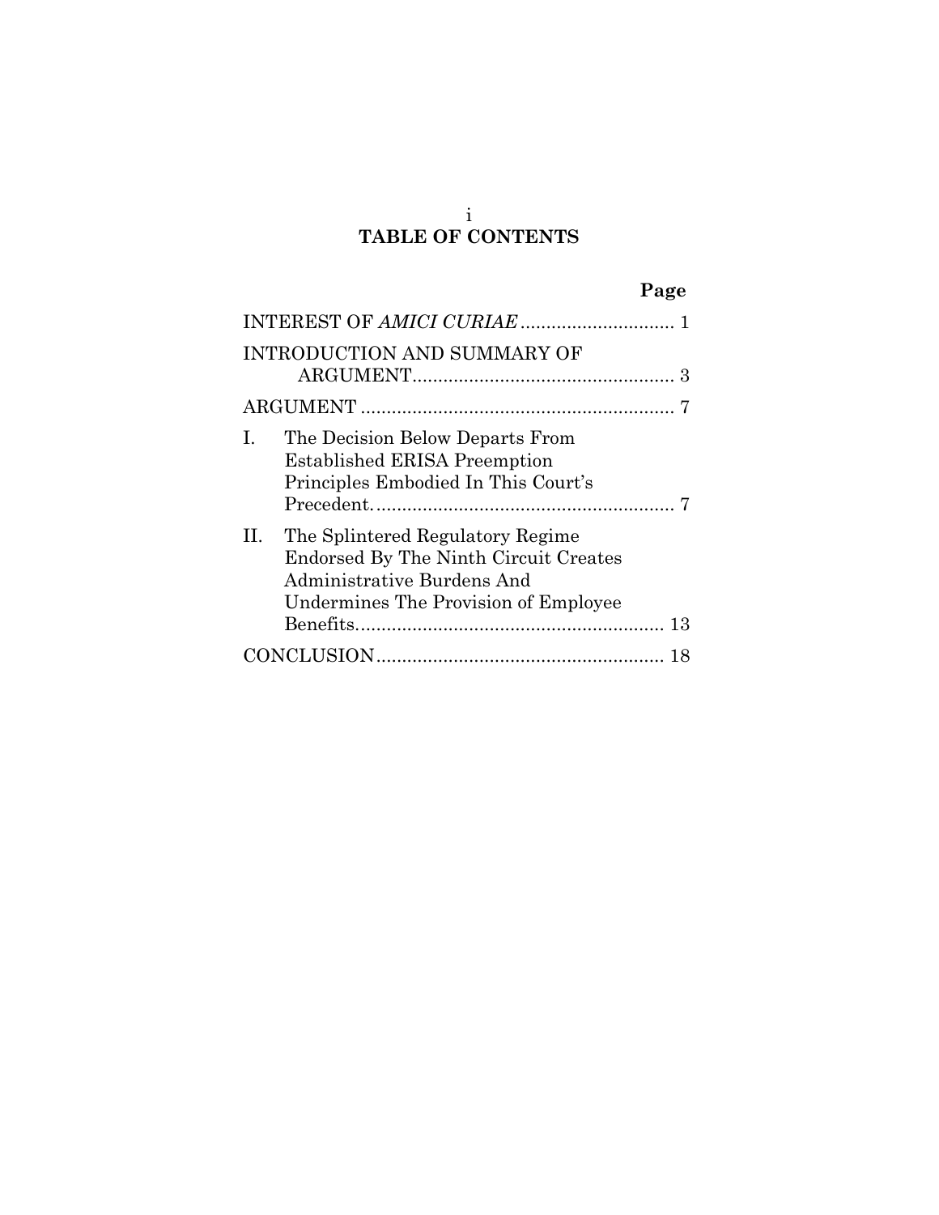# TABLE OF CONTENTS

| | Page |
|---|---|
| INTEREST OF *AMICI CURIAE* | 1 |
| INTRODUCTION AND SUMMARY OF ARGUMENT | 3 |
| ARGUMENT | 7 |
| I. The Decision Below Departs From Established ERISA Preemption Principles Embodied In This Court's Precedent. | 7 |
| II. The Splintered Regulatory Regime Endorsed By The Ninth Circuit Creates Administrative Burdens And Undermines The Provision of Employee Benefits. | 13 |
| CONCLUSION | 18 |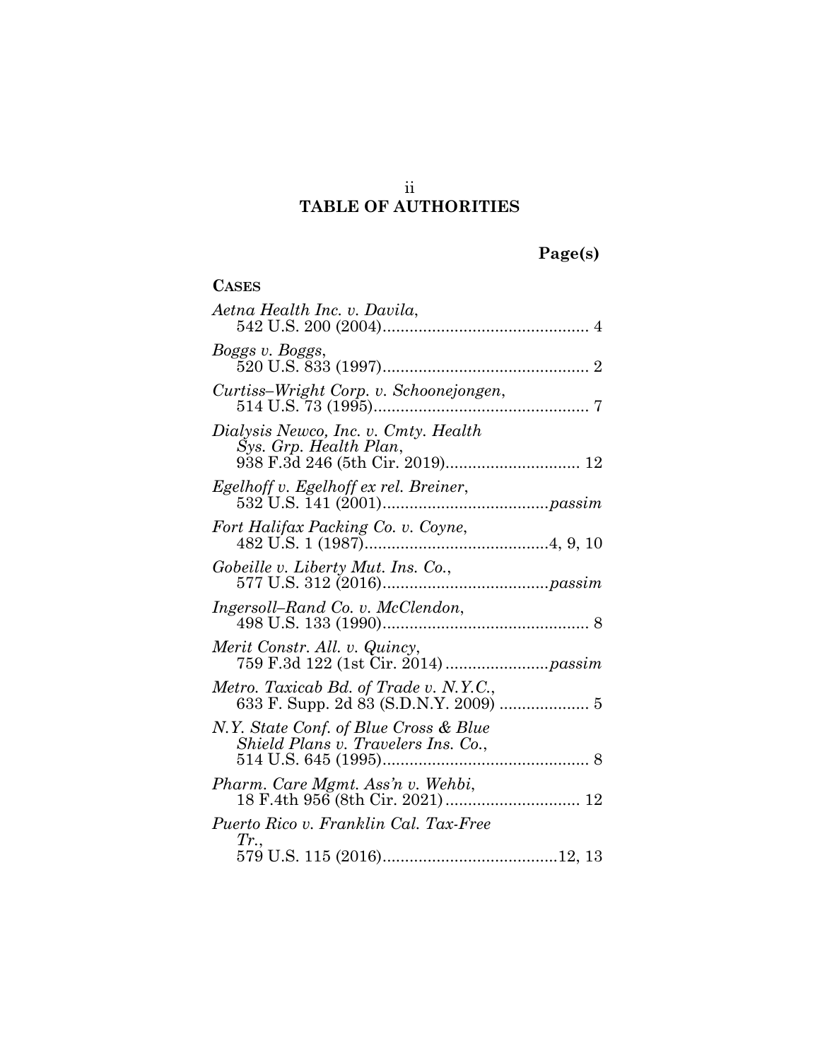# TABLE OF AUTHORITIES

**Page(s)**

## CASES

*Aetna Health Inc. v. Davila*,
542 U.S. 200 (2004) .............................................. 4

*Boggs v. Boggs*,
520 U.S. 833 (1997) .............................................. 2

*Curtiss–Wright Corp. v. Schoonejongen*,
514 U.S. 73 (1995) ................................................ 7

*Dialysis Newco, Inc. v. Cmty. Health Sys. Grp. Health Plan*,
938 F.3d 246 (5th Cir. 2019) .............................. 12

*Egelhoff v. Egelhoff ex rel. Breiner*,
532 U.S. 141 (2001) .................................... *passim*

*Fort Halifax Packing Co. v. Coyne*,
482 U.S. 1 (1987) ......................................... 4, 9, 10

*Gobeille v. Liberty Mut. Ins. Co.*,
577 U.S. 312 (2016) .................................... *passim*

*Ingersoll–Rand Co. v. McClendon*,
498 U.S. 133 (1990) .............................................. 8

*Merit Constr. All. v. Quincy*,
759 F.3d 122 (1st Cir. 2014) ....................... *passim*

*Metro. Taxicab Bd. of Trade v. N.Y.C.*,
633 F. Supp. 2d 83 (S.D.N.Y. 2009) .................... 5

*N.Y. State Conf. of Blue Cross & Blue Shield Plans v. Travelers Ins. Co.*,
514 U.S. 645 (1995) .............................................. 8

*Pharm. Care Mgmt. Ass'n v. Wehbi*,
18 F.4th 956 (8th Cir. 2021) .............................. 12

*Puerto Rico v. Franklin Cal. Tax-Free Tr.*,
579 U.S. 115 (2016) ....................................... 12, 13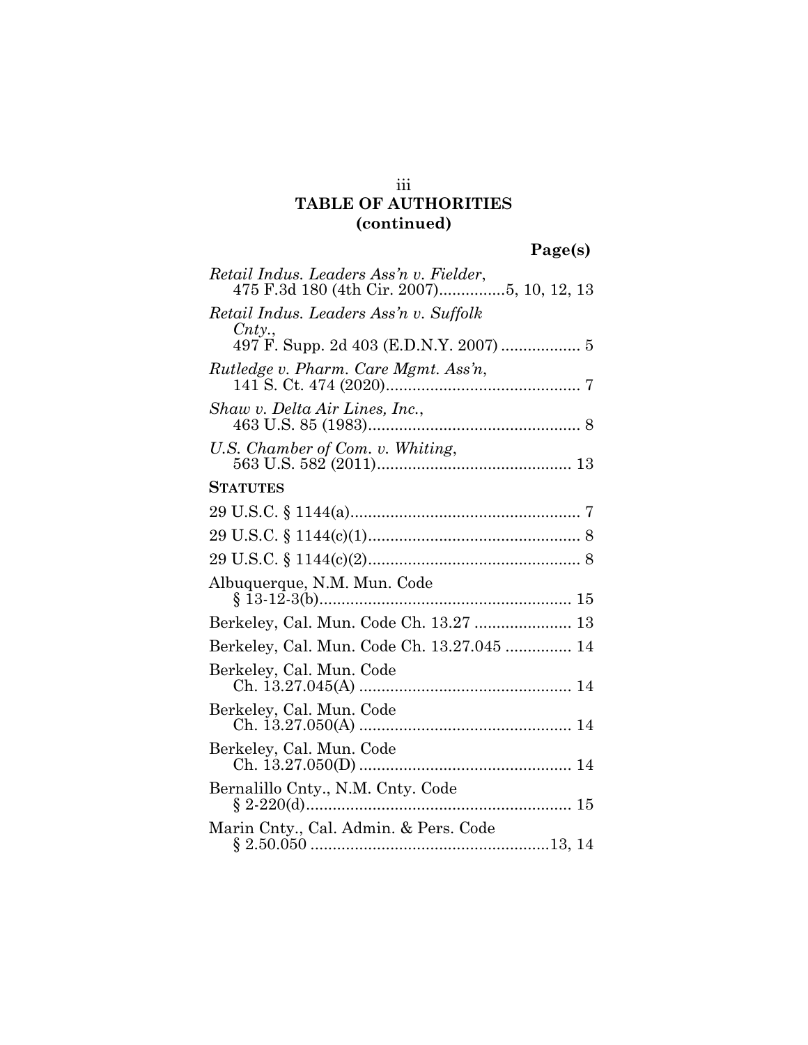**TABLE OF AUTHORITIES (continued)**

**Page(s)**

*Retail Indus. Leaders Ass'n v. Fielder*, 475 F.3d 180 (4th Cir. 2007)...............5, 10, 12, 13

*Retail Indus. Leaders Ass'n v. Suffolk Cnty.*, 497 F. Supp. 2d 403 (E.D.N.Y. 2007) .................. 5

*Rutledge v. Pharm. Care Mgmt. Ass'n*, 141 S. Ct. 474 (2020)............................................ 7

*Shaw v. Delta Air Lines, Inc.*, 463 U.S. 85 (1983)................................................ 8

*U.S. Chamber of Com. v. Whiting*, 563 U.S. 582 (2011)............................................ 13

**STATUTES**

29 U.S.C. § 1144(a).................................................... 7

29 U.S.C. § 1144(c)(1)................................................ 8

29 U.S.C. § 1144(c)(2)................................................ 8

Albuquerque, N.M. Mun. Code § 13-12-3(b)......................................................... 15

Berkeley, Cal. Mun. Code Ch. 13.27 ...................... 13

Berkeley, Cal. Mun. Code Ch. 13.27.045 ............... 14

Berkeley, Cal. Mun. Code Ch. 13.27.045(A) ............................................... 14

Berkeley, Cal. Mun. Code Ch. 13.27.050(A) ............................................... 14

Berkeley, Cal. Mun. Code Ch. 13.27.050(D) ............................................... 14

Bernalillo Cnty., N.M. Cnty. Code § 2-220(d)............................................................ 15

Marin Cnty., Cal. Admin. & Pers. Code § 2.50.050 ......................................................13, 14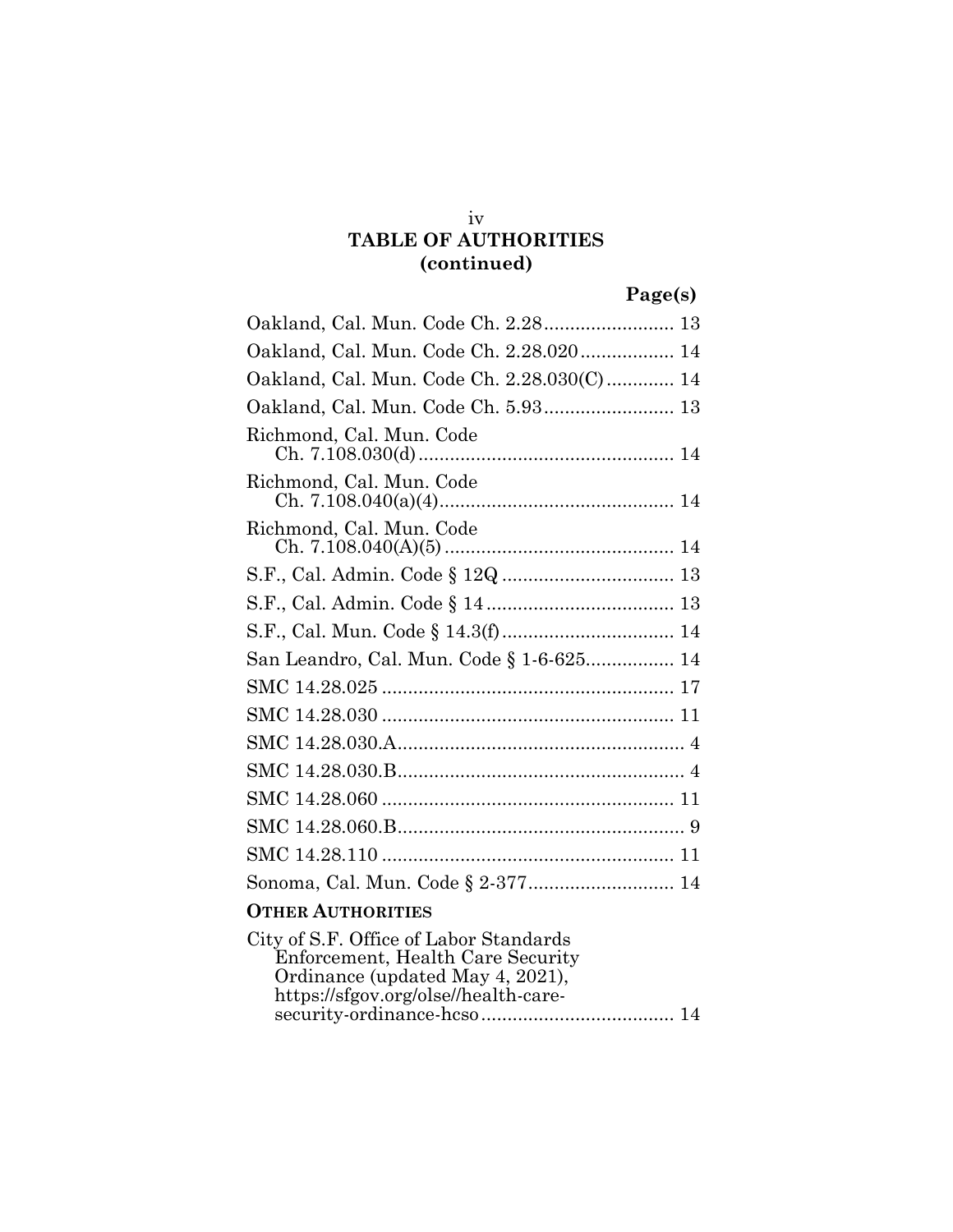## TABLE OF AUTHORITIES (continued)

| | Page(s) |
|---|---|
| Oakland, Cal. Mun. Code Ch. 2.28 | 13 |
| Oakland, Cal. Mun. Code Ch. 2.28.020 | 14 |
| Oakland, Cal. Mun. Code Ch. 2.28.030(C) | 14 |
| Oakland, Cal. Mun. Code Ch. 5.93 | 13 |
| Richmond, Cal. Mun. Code Ch. 7.108.030(d) | 14 |
| Richmond, Cal. Mun. Code Ch. 7.108.040(a)(4) | 14 |
| Richmond, Cal. Mun. Code Ch. 7.108.040(A)(5) | 14 |
| S.F., Cal. Admin. Code § 12Q | 13 |
| S.F., Cal. Admin. Code § 14 | 13 |
| S.F., Cal. Mun. Code § 14.3(f) | 14 |
| San Leandro, Cal. Mun. Code § 1-6-625 | 14 |
| SMC 14.28.025 | 17 |
| SMC 14.28.030 | 11 |
| SMC 14.28.030.A | 4 |
| SMC 14.28.030.B | 4 |
| SMC 14.28.060 | 11 |
| SMC 14.28.060.B | 9 |
| SMC 14.28.110 | 11 |
| Sonoma, Cal. Mun. Code § 2-377 | 14 |

**OTHER AUTHORITIES**

| | |
|---|---|
| City of S.F. Office of Labor Standards Enforcement, Health Care Security Ordinance (updated May 4, 2021), https://sfgov.org/olse//health-care-security-ordinance-hcso | 14 |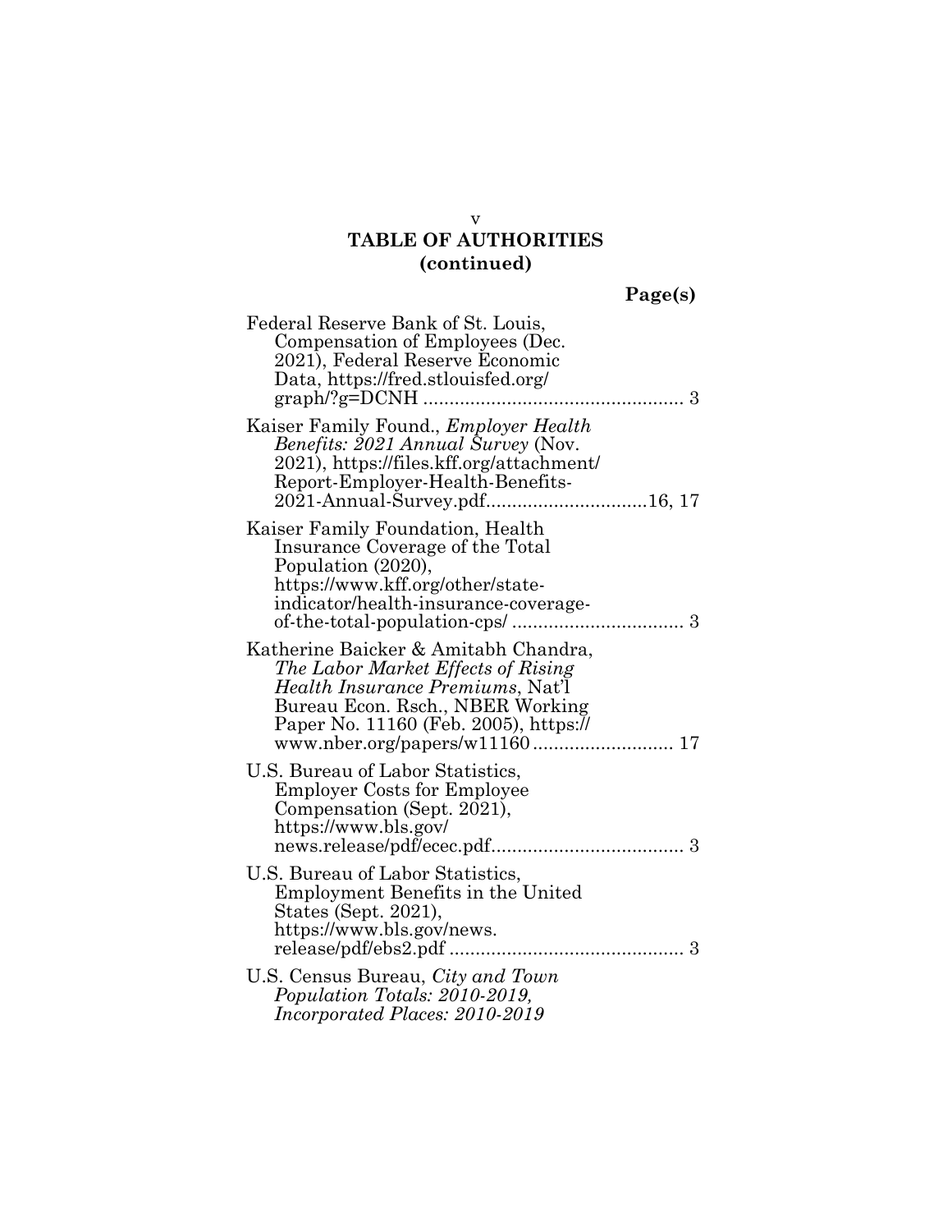## TABLE OF AUTHORITIES (continued)

**Page(s)**

Federal Reserve Bank of St. Louis, Compensation of Employees (Dec. 2021), Federal Reserve Economic Data, https://fred.stlouisfed.org/graph/?g=DCNH .................................................. 3

Kaiser Family Found., *Employer Health Benefits: 2021 Annual Survey* (Nov. 2021), https://files.kff.org/attachment/Report-Employer-Health-Benefits-2021-Annual-Survey.pdf...............................16, 17

Kaiser Family Foundation, Health Insurance Coverage of the Total Population (2020), https://www.kff.org/other/state-indicator/health-insurance-coverage-of-the-total-population-cps/ ................................. 3

Katherine Baicker & Amitabh Chandra, *The Labor Market Effects of Rising Health Insurance Premiums*, Nat'l Bureau Econ. Rsch., NBER Working Paper No. 11160 (Feb. 2005), https://www.nber.org/papers/w11160 ........................... 17

U.S. Bureau of Labor Statistics, Employer Costs for Employee Compensation (Sept. 2021), https://www.bls.gov/news.release/pdf/ecec.pdf..................................... 3

U.S. Bureau of Labor Statistics, Employment Benefits in the United States (Sept. 2021), https://www.bls.gov/news.release/pdf/ebs2.pdf ............................................ 3

U.S. Census Bureau, *City and Town Population Totals: 2010-2019, Incorporated Places: 2010-2019*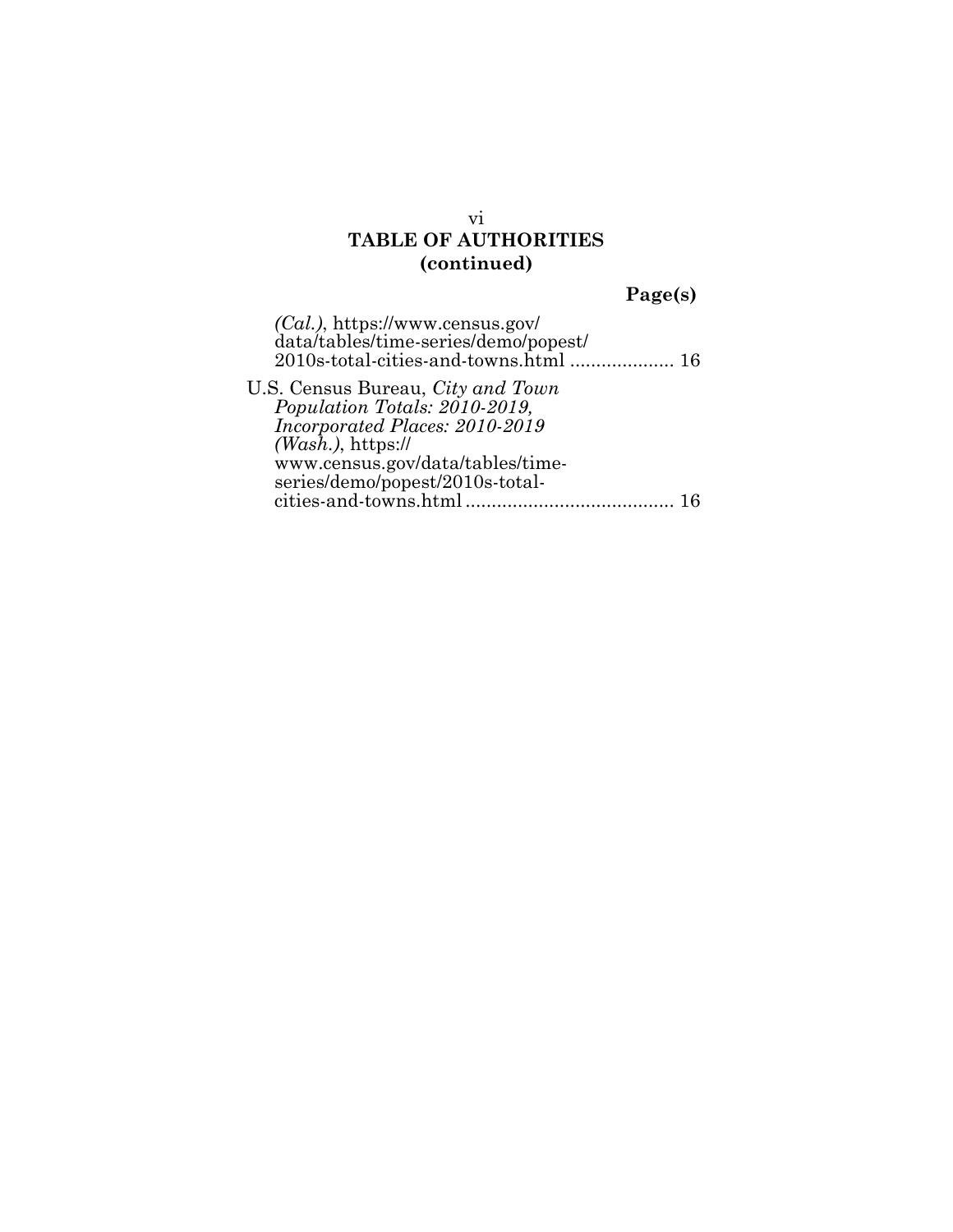## TABLE OF AUTHORITIES (continued)

**Page(s)**

*(Cal.)*, https://www.census.gov/data/tables/time-series/demo/popest/2010s-total-cities-and-towns.html .................... 16

U.S. Census Bureau, *City and Town Population Totals: 2010-2019, Incorporated Places: 2010-2019 (Wash.)*, https://www.census.gov/data/tables/time-series/demo/popest/2010s-total-cities-and-towns.html ........................................ 16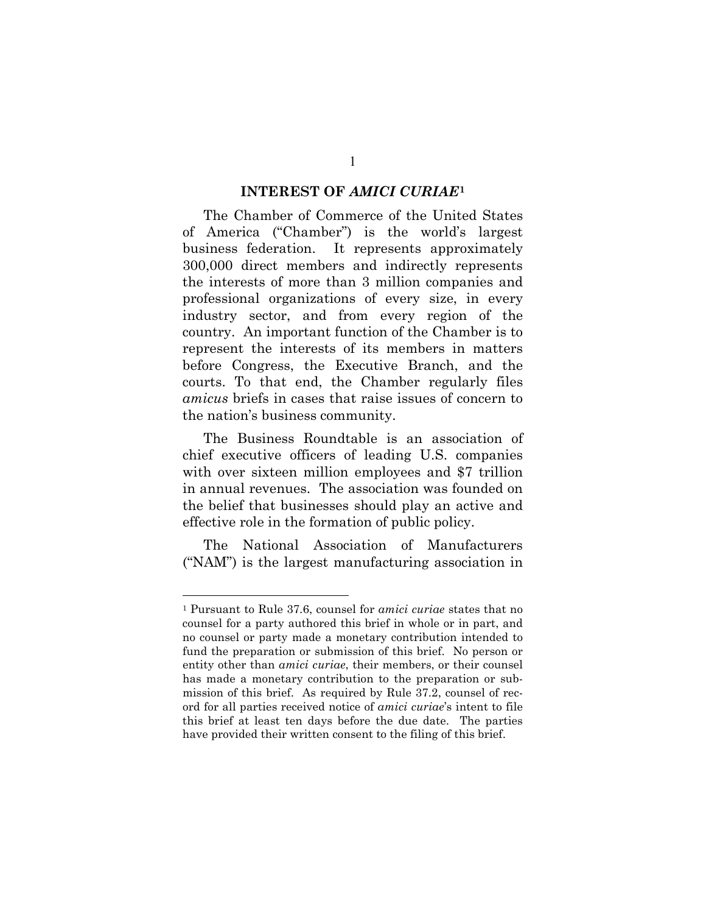## INTEREST OF *AMICI CURIAE*[1]

The Chamber of Commerce of the United States of America ("Chamber") is the world's largest business federation. It represents approximately 300,000 direct members and indirectly represents the interests of more than 3 million companies and professional organizations of every size, in every industry sector, and from every region of the country. An important function of the Chamber is to represent the interests of its members in matters before Congress, the Executive Branch, and the courts. To that end, the Chamber regularly files *amicus* briefs in cases that raise issues of concern to the nation's business community.

The Business Roundtable is an association of chief executive officers of leading U.S. companies with over sixteen million employees and $7 trillion in annual revenues. The association was founded on the belief that businesses should play an active and effective role in the formation of public policy.

The National Association of Manufacturers ("NAM") is the largest manufacturing association in

---

[1] Pursuant to Rule 37.6, counsel for *amici curiae* states that no counsel for a party authored this brief in whole or in part, and no counsel or party made a monetary contribution intended to fund the preparation or submission of this brief. No person or entity other than *amici curiae*, their members, or their counsel has made a monetary contribution to the preparation or submission of this brief. As required by Rule 37.2, counsel of record for all parties received notice of *amici curiae*'s intent to file this brief at least ten days before the due date. The parties have provided their written consent to the filing of this brief.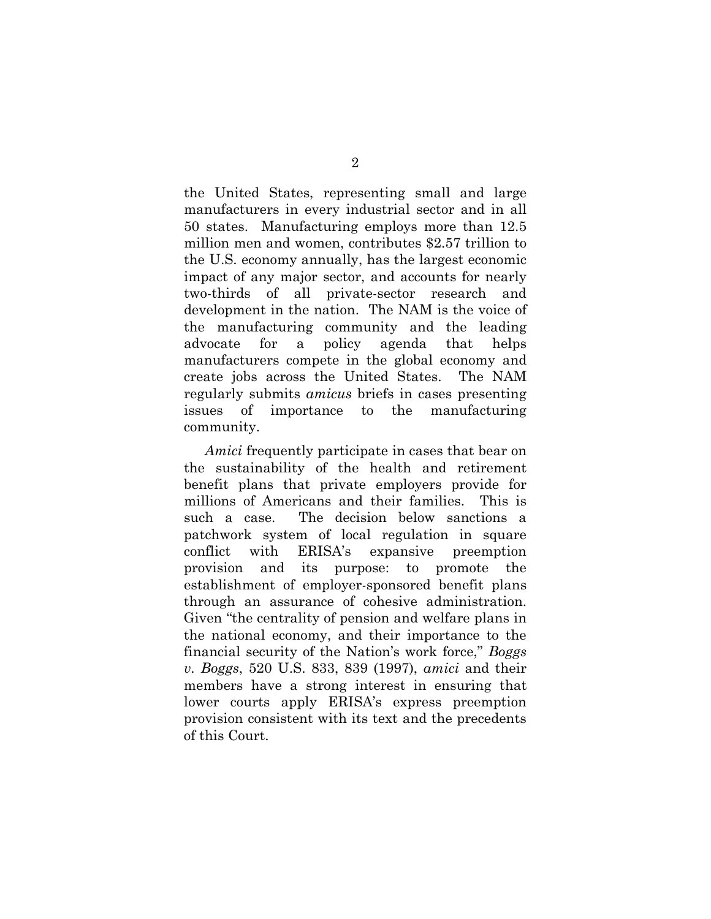the United States, representing small and large manufacturers in every industrial sector and in all 50 states. Manufacturing employs more than 12.5 million men and women, contributes $2.57 trillion to the U.S. economy annually, has the largest economic impact of any major sector, and accounts for nearly two-thirds of all private-sector research and development in the nation. The NAM is the voice of the manufacturing community and the leading advocate for a policy agenda that helps manufacturers compete in the global economy and create jobs across the United States. The NAM regularly submits *amicus* briefs in cases presenting issues of importance to the manufacturing community.

*Amici* frequently participate in cases that bear on the sustainability of the health and retirement benefit plans that private employers provide for millions of Americans and their families. This is such a case. The decision below sanctions a patchwork system of local regulation in square conflict with ERISA's expansive preemption provision and its purpose: to promote the establishment of employer-sponsored benefit plans through an assurance of cohesive administration. Given "the centrality of pension and welfare plans in the national economy, and their importance to the financial security of the Nation's work force," *Boggs v. Boggs*, 520 U.S. 833, 839 (1997), *amici* and their members have a strong interest in ensuring that lower courts apply ERISA's express preemption provision consistent with its text and the precedents of this Court.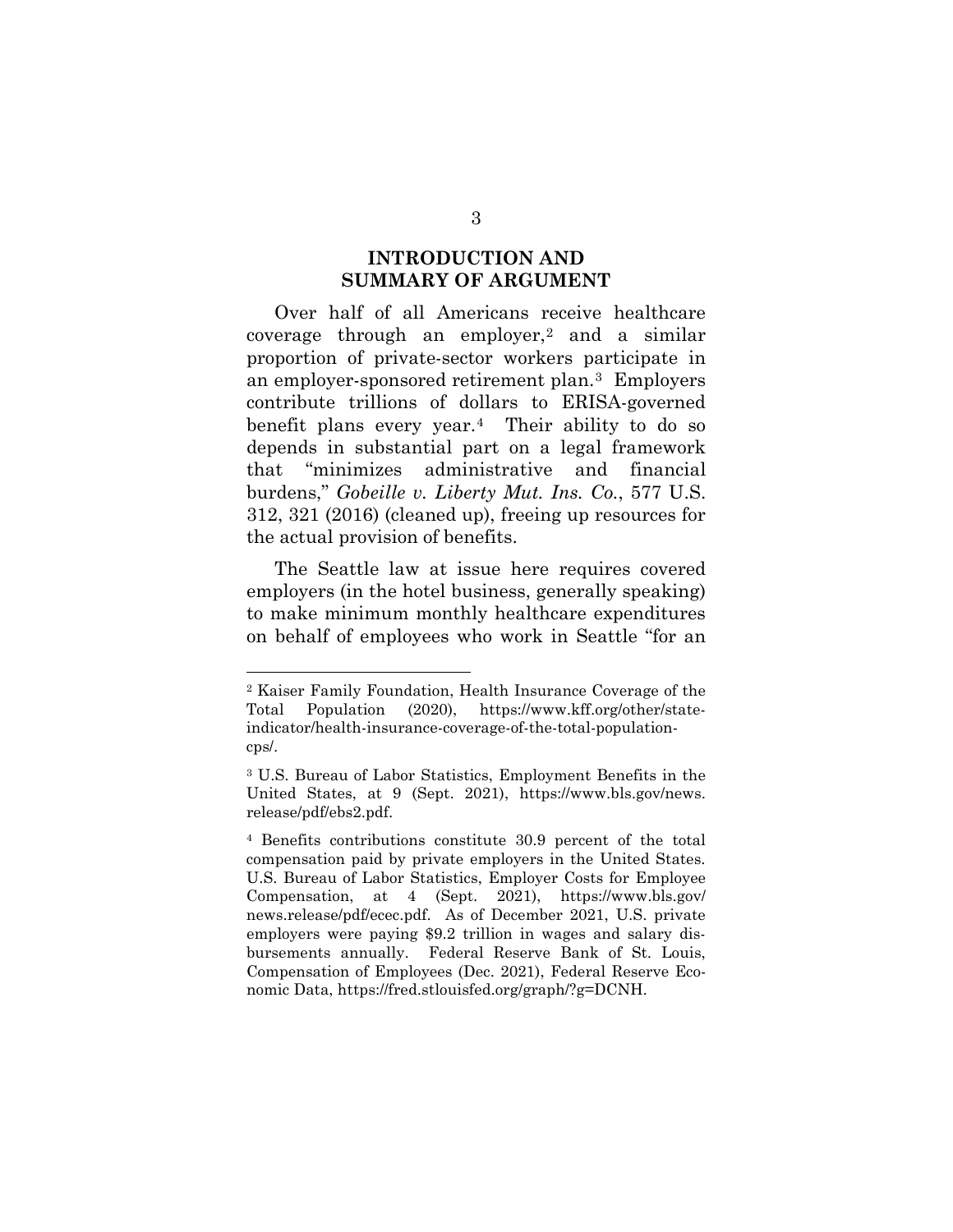## INTRODUCTION AND SUMMARY OF ARGUMENT

Over half of all Americans receive healthcare coverage through an employer,[2] and a similar proportion of private-sector workers participate in an employer-sponsored retirement plan.[3] Employers contribute trillions of dollars to ERISA-governed benefit plans every year.[4] Their ability to do so depends in substantial part on a legal framework that "minimizes administrative and financial burdens," *Gobeille v. Liberty Mut. Ins. Co.*, 577 U.S. 312, 321 (2016) (cleaned up), freeing up resources for the actual provision of benefits.

The Seattle law at issue here requires covered employers (in the hotel business, generally speaking) to make minimum monthly healthcare expenditures on behalf of employees who work in Seattle "for an

---

[2] Kaiser Family Foundation, Health Insurance Coverage of the Total Population (2020), https://www.kff.org/other/state-indicator/health-insurance-coverage-of-the-total-population-cps/.

[3] U.S. Bureau of Labor Statistics, Employment Benefits in the United States, at 9 (Sept. 2021), https://www.bls.gov/news.release/pdf/ebs2.pdf.

[4] Benefits contributions constitute 30.9 percent of the total compensation paid by private employers in the United States. U.S. Bureau of Labor Statistics, Employer Costs for Employee Compensation, at 4 (Sept. 2021), https://www.bls.gov/news.release/pdf/ecec.pdf. As of December 2021, U.S. private employers were paying $9.2 trillion in wages and salary disbursements annually. Federal Reserve Bank of St. Louis, Compensation of Employees (Dec. 2021), Federal Reserve Economic Data, https://fred.stlouisfed.org/graph/?g=DCNH.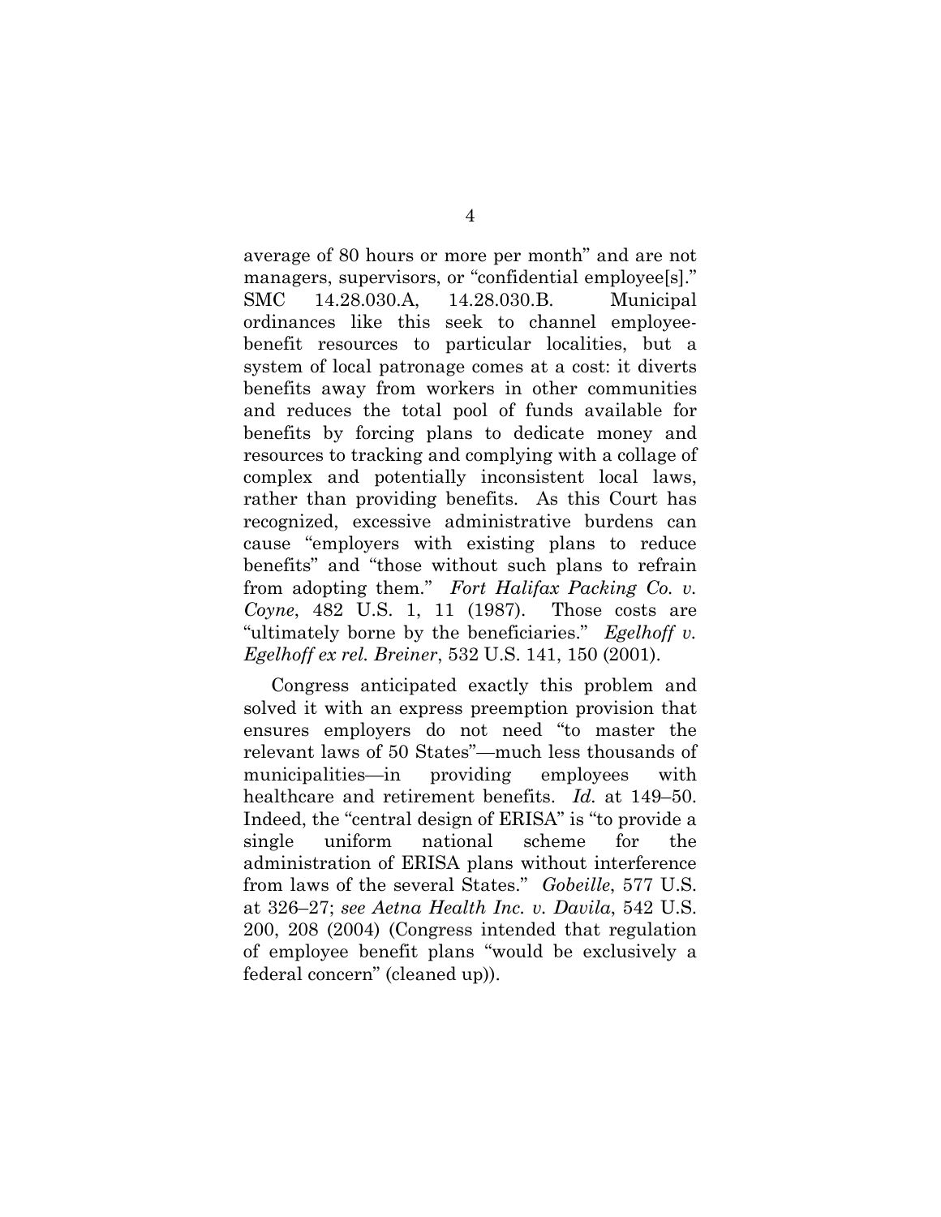average of 80 hours or more per month" and are not managers, supervisors, or "confidential employee[s]." SMC 14.28.030.A, 14.28.030.B. Municipal ordinances like this seek to channel employee-benefit resources to particular localities, but a system of local patronage comes at a cost: it diverts benefits away from workers in other communities and reduces the total pool of funds available for benefits by forcing plans to dedicate money and resources to tracking and complying with a collage of complex and potentially inconsistent local laws, rather than providing benefits. As this Court has recognized, excessive administrative burdens can cause "employers with existing plans to reduce benefits" and "those without such plans to refrain from adopting them." *Fort Halifax Packing Co. v. Coyne*, 482 U.S. 1, 11 (1987). Those costs are "ultimately borne by the beneficiaries." *Egelhoff v. Egelhoff ex rel. Breiner*, 532 U.S. 141, 150 (2001).

Congress anticipated exactly this problem and solved it with an express preemption provision that ensures employers do not need "to master the relevant laws of 50 States"—much less thousands of municipalities—in providing employees with healthcare and retirement benefits. *Id.* at 149–50. Indeed, the "central design of ERISA" is "to provide a single uniform national scheme for the administration of ERISA plans without interference from laws of the several States." *Gobeille*, 577 U.S. at 326–27; *see Aetna Health Inc. v. Davila*, 542 U.S. 200, 208 (2004) (Congress intended that regulation of employee benefit plans "would be exclusively a federal concern" (cleaned up)).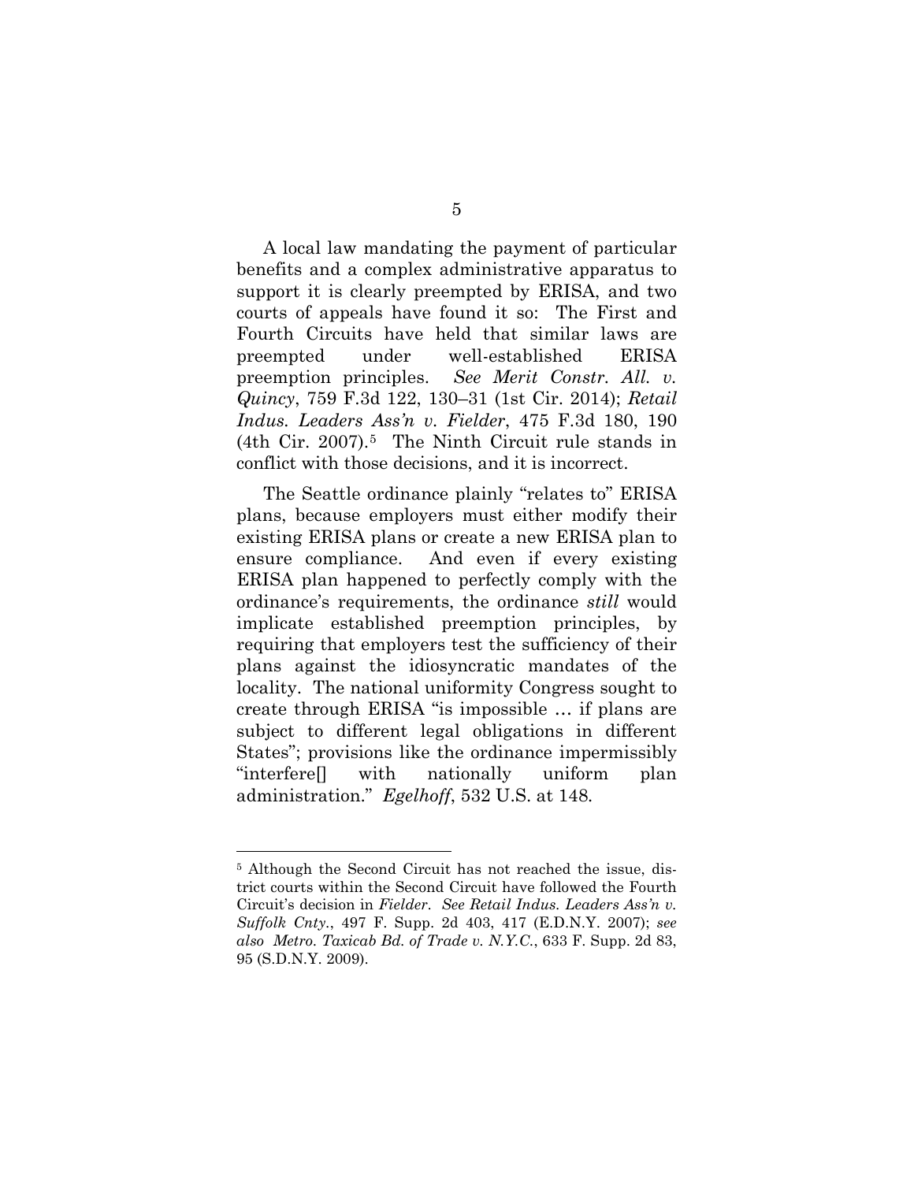A local law mandating the payment of particular benefits and a complex administrative apparatus to support it is clearly preempted by ERISA, and two courts of appeals have found it so: The First and Fourth Circuits have held that similar laws are preempted under well-established ERISA preemption principles. *See Merit Constr. All. v. Quincy*, 759 F.3d 122, 130–31 (1st Cir. 2014); *Retail Indus. Leaders Ass'n v. Fielder*, 475 F.3d 180, 190 (4th Cir. 2007).[5] The Ninth Circuit rule stands in conflict with those decisions, and it is incorrect.

The Seattle ordinance plainly "relates to" ERISA plans, because employers must either modify their existing ERISA plans or create a new ERISA plan to ensure compliance. And even if every existing ERISA plan happened to perfectly comply with the ordinance's requirements, the ordinance *still* would implicate established preemption principles, by requiring that employers test the sufficiency of their plans against the idiosyncratic mandates of the locality. The national uniformity Congress sought to create through ERISA "is impossible … if plans are subject to different legal obligations in different States"; provisions like the ordinance impermissibly "interfere[] with nationally uniform plan administration." *Egelhoff*, 532 U.S. at 148.

---

[5] Although the Second Circuit has not reached the issue, district courts within the Second Circuit have followed the Fourth Circuit's decision in *Fielder*. *See Retail Indus. Leaders Ass'n v. Suffolk Cnty.*, 497 F. Supp. 2d 403, 417 (E.D.N.Y. 2007); *see also Metro. Taxicab Bd. of Trade v. N.Y.C.*, 633 F. Supp. 2d 83, 95 (S.D.N.Y. 2009).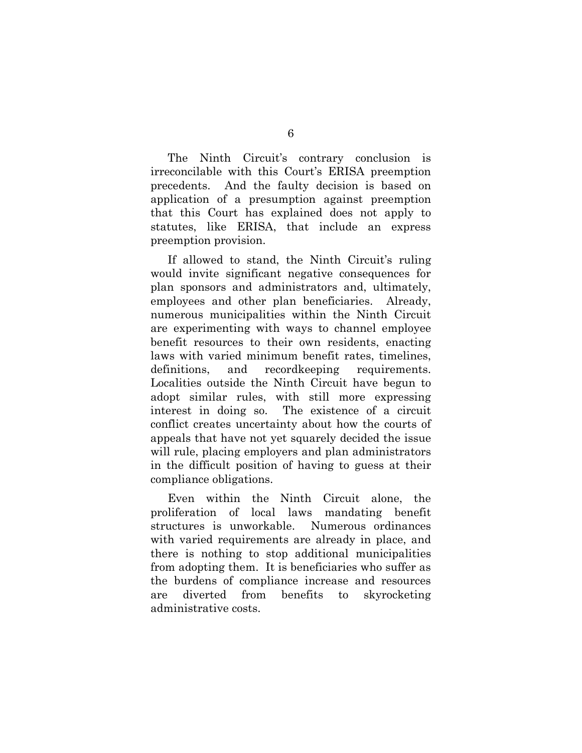The Ninth Circuit's contrary conclusion is irreconcilable with this Court's ERISA preemption precedents. And the faulty decision is based on application of a presumption against preemption that this Court has explained does not apply to statutes, like ERISA, that include an express preemption provision.

If allowed to stand, the Ninth Circuit's ruling would invite significant negative consequences for plan sponsors and administrators and, ultimately, employees and other plan beneficiaries. Already, numerous municipalities within the Ninth Circuit are experimenting with ways to channel employee benefit resources to their own residents, enacting laws with varied minimum benefit rates, timelines, definitions, and recordkeeping requirements. Localities outside the Ninth Circuit have begun to adopt similar rules, with still more expressing interest in doing so. The existence of a circuit conflict creates uncertainty about how the courts of appeals that have not yet squarely decided the issue will rule, placing employers and plan administrators in the difficult position of having to guess at their compliance obligations.

Even within the Ninth Circuit alone, the proliferation of local laws mandating benefit structures is unworkable. Numerous ordinances with varied requirements are already in place, and there is nothing to stop additional municipalities from adopting them. It is beneficiaries who suffer as the burdens of compliance increase and resources are diverted from benefits to skyrocketing administrative costs.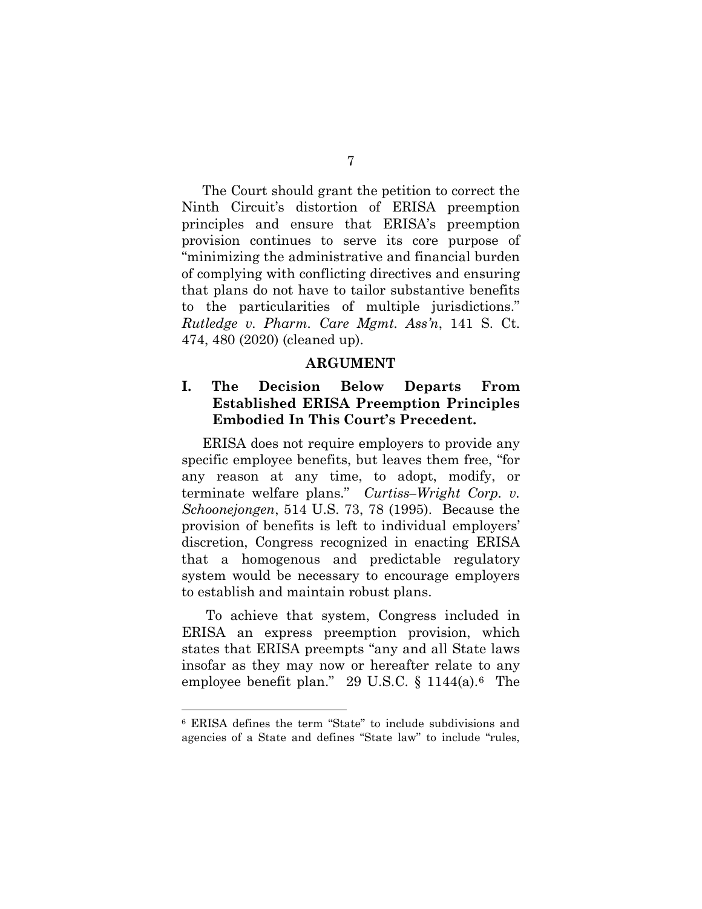The Court should grant the petition to correct the Ninth Circuit's distortion of ERISA preemption principles and ensure that ERISA's preemption provision continues to serve its core purpose of "minimizing the administrative and financial burden of complying with conflicting directives and ensuring that plans do not have to tailor substantive benefits to the particularities of multiple jurisdictions." *Rutledge v. Pharm. Care Mgmt. Ass'n*, 141 S. Ct. 474, 480 (2020) (cleaned up).

## ARGUMENT

### I. The Decision Below Departs From Established ERISA Preemption Principles Embodied In This Court's Precedent.

ERISA does not require employers to provide any specific employee benefits, but leaves them free, "for any reason at any time, to adopt, modify, or terminate welfare plans." *Curtiss–Wright Corp. v. Schoonejongen*, 514 U.S. 73, 78 (1995). Because the provision of benefits is left to individual employers' discretion, Congress recognized in enacting ERISA that a homogenous and predictable regulatory system would be necessary to encourage employers to establish and maintain robust plans.

To achieve that system, Congress included in ERISA an express preemption provision, which states that ERISA preempts "any and all State laws insofar as they may now or hereafter relate to any employee benefit plan." 29 U.S.C. § 1144(a).[6] The

[6] ERISA defines the term "State" to include subdivisions and agencies of a State and defines "State law" to include "rules,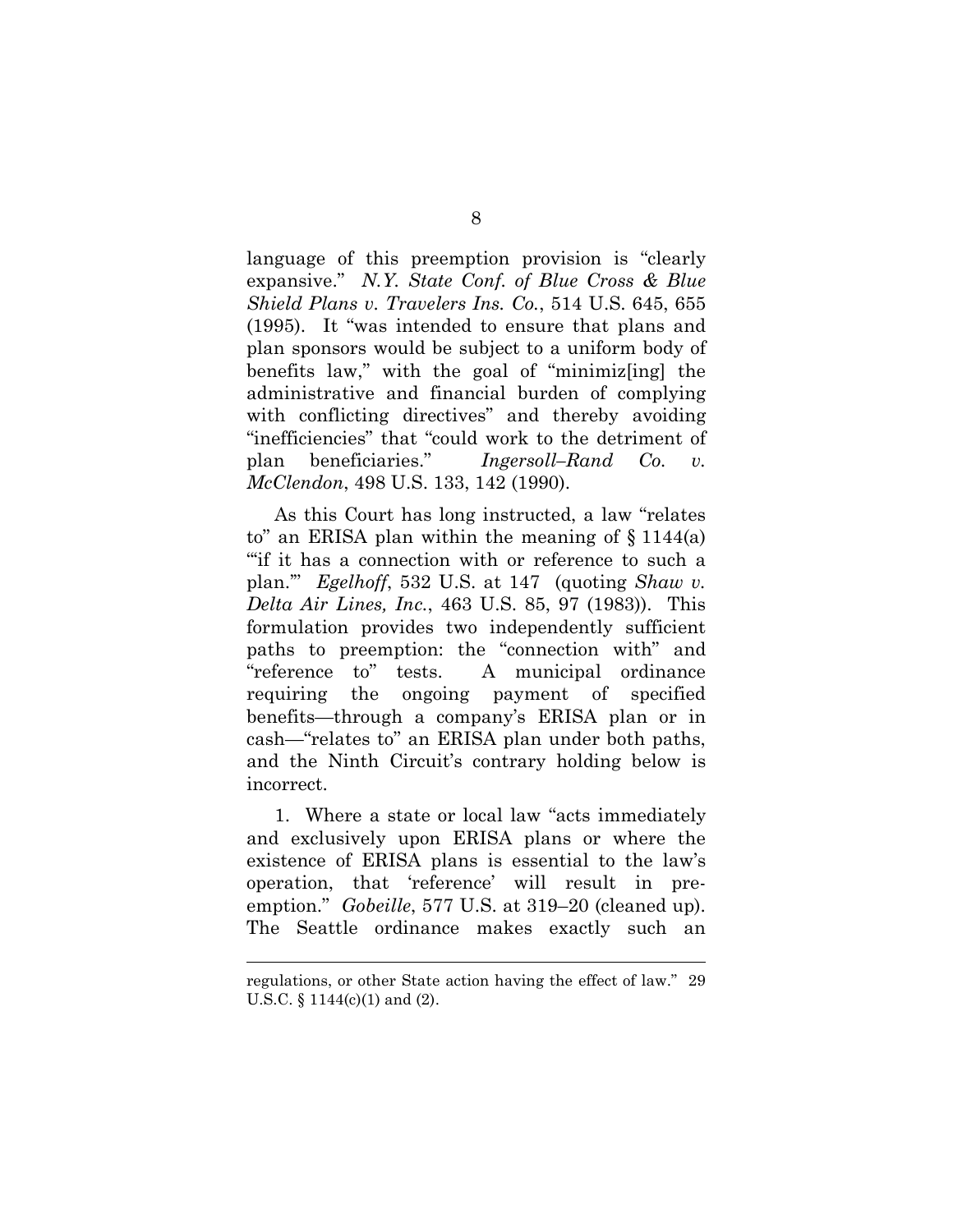language of this preemption provision is "clearly expansive." *N.Y. State Conf. of Blue Cross & Blue Shield Plans v. Travelers Ins. Co.*, 514 U.S. 645, 655 (1995). It "was intended to ensure that plans and plan sponsors would be subject to a uniform body of benefits law," with the goal of "minimiz[ing] the administrative and financial burden of complying with conflicting directives" and thereby avoiding "inefficiencies" that "could work to the detriment of plan beneficiaries." *Ingersoll–Rand Co. v. McClendon*, 498 U.S. 133, 142 (1990).

As this Court has long instructed, a law "relates to" an ERISA plan within the meaning of § 1144(a) "'if it has a connection with or reference to such a plan.'" *Egelhoff*, 532 U.S. at 147 (quoting *Shaw v. Delta Air Lines, Inc.*, 463 U.S. 85, 97 (1983)). This formulation provides two independently sufficient paths to preemption: the "connection with" and "reference to" tests. A municipal ordinance requiring the ongoing payment of specified benefits—through a company's ERISA plan or in cash—"relates to" an ERISA plan under both paths, and the Ninth Circuit's contrary holding below is incorrect.

1. Where a state or local law "acts immediately and exclusively upon ERISA plans or where the existence of ERISA plans is essential to the law's operation, that 'reference' will result in pre-emption." *Gobeille*, 577 U.S. at 319–20 (cleaned up). The Seattle ordinance makes exactly such an

---

regulations, or other State action having the effect of law." 29 U.S.C. § 1144(c)(1) and (2).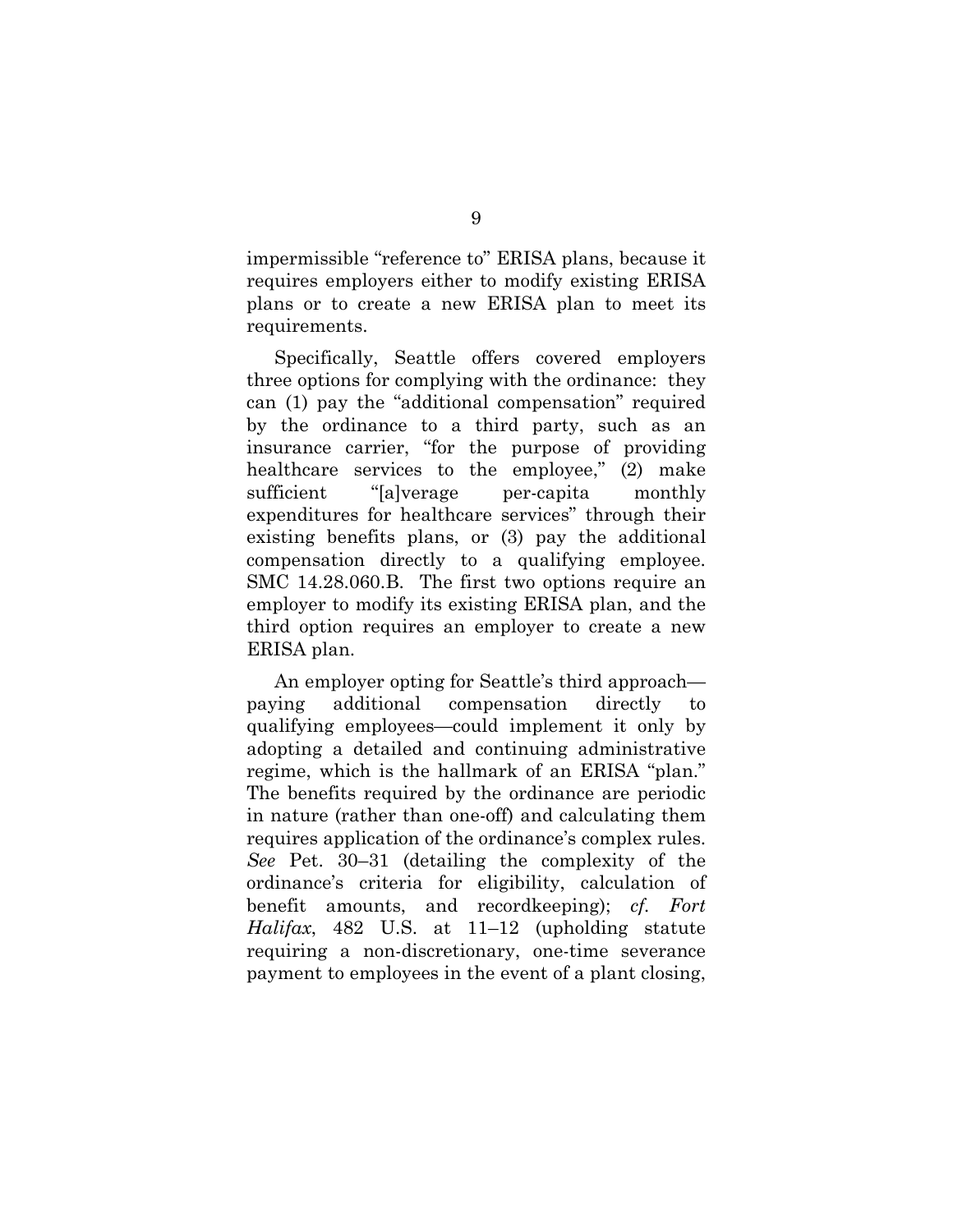impermissible "reference to" ERISA plans, because it requires employers either to modify existing ERISA plans or to create a new ERISA plan to meet its requirements.

Specifically, Seattle offers covered employers three options for complying with the ordinance: they can (1) pay the "additional compensation" required by the ordinance to a third party, such as an insurance carrier, "for the purpose of providing healthcare services to the employee," (2) make sufficient "[a]verage per-capita monthly expenditures for healthcare services" through their existing benefits plans, or (3) pay the additional compensation directly to a qualifying employee. SMC 14.28.060.B. The first two options require an employer to modify its existing ERISA plan, and the third option requires an employer to create a new ERISA plan.

An employer opting for Seattle's third approach—paying additional compensation directly to qualifying employees—could implement it only by adopting a detailed and continuing administrative regime, which is the hallmark of an ERISA "plan." The benefits required by the ordinance are periodic in nature (rather than one-off) and calculating them requires application of the ordinance's complex rules. *See* Pet. 30–31 (detailing the complexity of the ordinance's criteria for eligibility, calculation of benefit amounts, and recordkeeping); *cf. Fort Halifax*, 482 U.S. at 11–12 (upholding statute requiring a non-discretionary, one-time severance payment to employees in the event of a plant closing,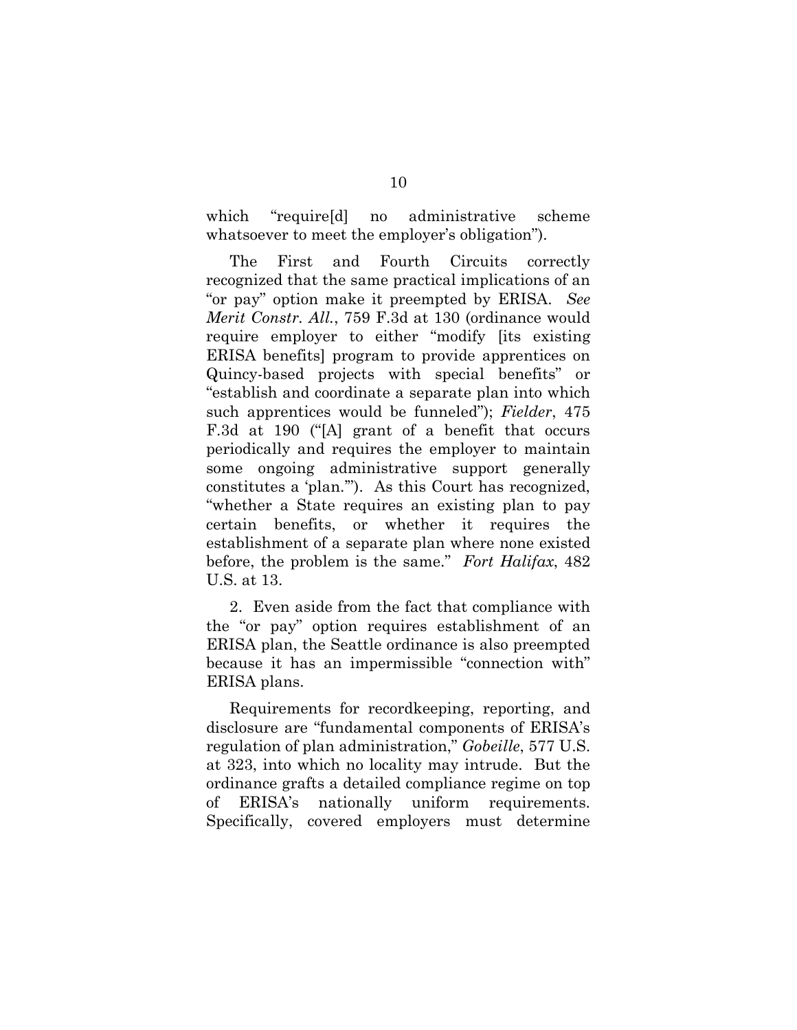which "require[d] no administrative scheme whatsoever to meet the employer's obligation").

The First and Fourth Circuits correctly recognized that the same practical implications of an "or pay" option make it preempted by ERISA. *See Merit Constr. All.*, 759 F.3d at 130 (ordinance would require employer to either "modify [its existing ERISA benefits] program to provide apprentices on Quincy-based projects with special benefits" or "establish and coordinate a separate plan into which such apprentices would be funneled"); *Fielder*, 475 F.3d at 190 ("[A] grant of a benefit that occurs periodically and requires the employer to maintain some ongoing administrative support generally constitutes a 'plan.'"). As this Court has recognized, "whether a State requires an existing plan to pay certain benefits, or whether it requires the establishment of a separate plan where none existed before, the problem is the same." *Fort Halifax*, 482 U.S. at 13.

2. Even aside from the fact that compliance with the "or pay" option requires establishment of an ERISA plan, the Seattle ordinance is also preempted because it has an impermissible "connection with" ERISA plans.

Requirements for recordkeeping, reporting, and disclosure are "fundamental components of ERISA's regulation of plan administration," *Gobeille*, 577 U.S. at 323, into which no locality may intrude. But the ordinance grafts a detailed compliance regime on top of ERISA's nationally uniform requirements. Specifically, covered employers must determine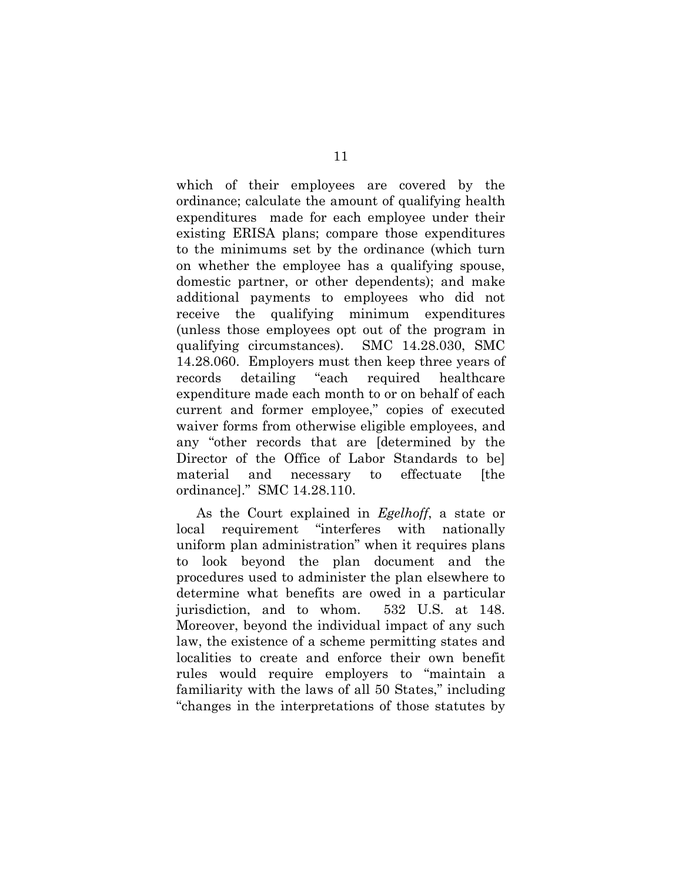which of their employees are covered by the ordinance; calculate the amount of qualifying health expenditures made for each employee under their existing ERISA plans; compare those expenditures to the minimums set by the ordinance (which turn on whether the employee has a qualifying spouse, domestic partner, or other dependents); and make additional payments to employees who did not receive the qualifying minimum expenditures (unless those employees opt out of the program in qualifying circumstances). SMC 14.28.030, SMC 14.28.060. Employers must then keep three years of records detailing "each required healthcare expenditure made each month to or on behalf of each current and former employee," copies of executed waiver forms from otherwise eligible employees, and any "other records that are [determined by the Director of the Office of Labor Standards to be] material and necessary to effectuate [the ordinance]." SMC 14.28.110.

As the Court explained in *Egelhoff*, a state or local requirement "interferes with nationally uniform plan administration" when it requires plans to look beyond the plan document and the procedures used to administer the plan elsewhere to determine what benefits are owed in a particular jurisdiction, and to whom. 532 U.S. at 148. Moreover, beyond the individual impact of any such law, the existence of a scheme permitting states and localities to create and enforce their own benefit rules would require employers to "maintain a familiarity with the laws of all 50 States," including "changes in the interpretations of those statutes by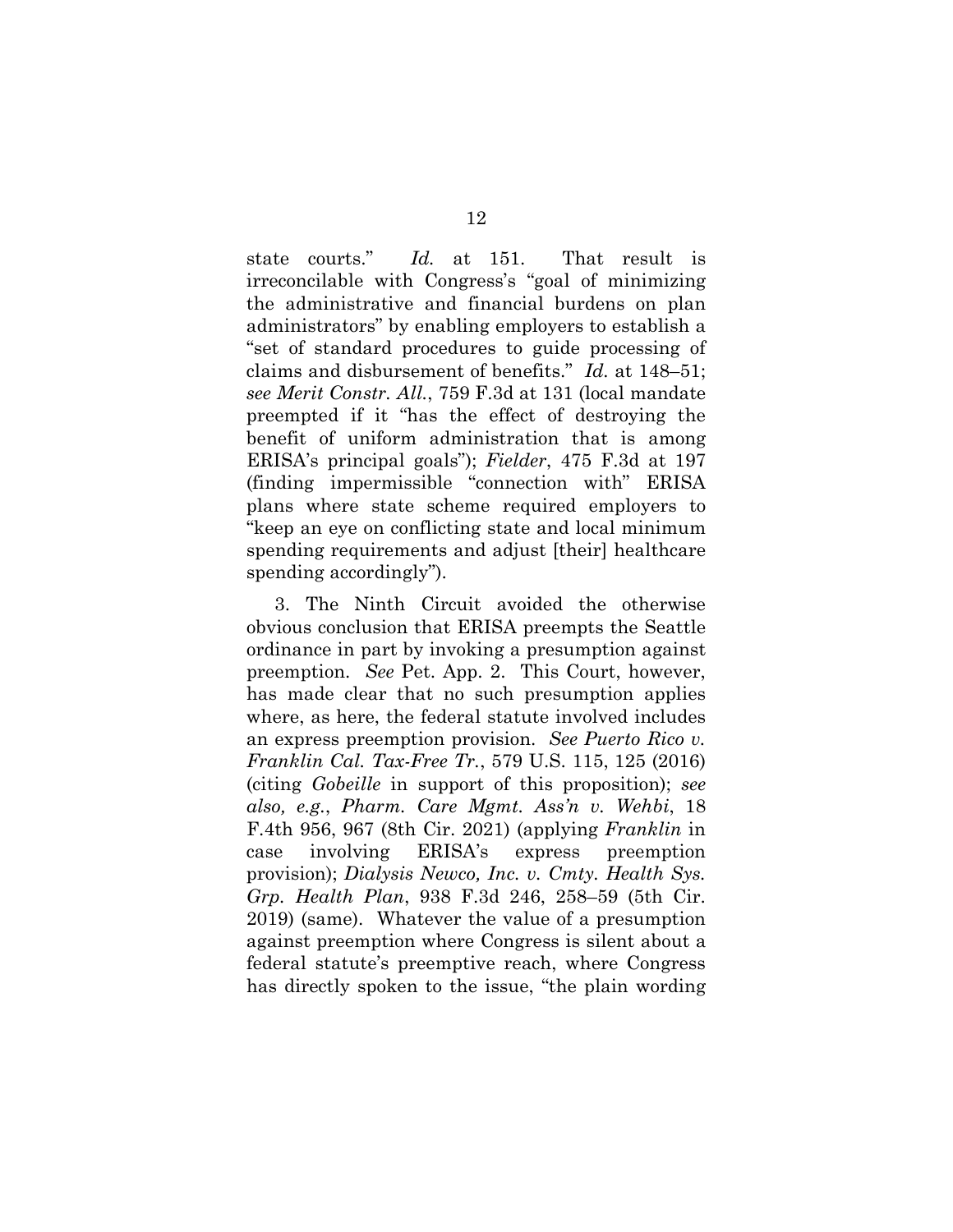state courts." *Id.* at 151. That result is irreconcilable with Congress's "goal of minimizing the administrative and financial burdens on plan administrators" by enabling employers to establish a "set of standard procedures to guide processing of claims and disbursement of benefits." *Id.* at 148–51; *see Merit Constr. All.*, 759 F.3d at 131 (local mandate preempted if it "has the effect of destroying the benefit of uniform administration that is among ERISA's principal goals"); *Fielder*, 475 F.3d at 197 (finding impermissible "connection with" ERISA plans where state scheme required employers to "keep an eye on conflicting state and local minimum spending requirements and adjust [their] healthcare spending accordingly").

3. The Ninth Circuit avoided the otherwise obvious conclusion that ERISA preempts the Seattle ordinance in part by invoking a presumption against preemption. *See* Pet. App. 2. This Court, however, has made clear that no such presumption applies where, as here, the federal statute involved includes an express preemption provision. *See Puerto Rico v. Franklin Cal. Tax-Free Tr.*, 579 U.S. 115, 125 (2016) (citing *Gobeille* in support of this proposition); *see also, e.g.*, *Pharm. Care Mgmt. Ass'n v. Wehbi*, 18 F.4th 956, 967 (8th Cir. 2021) (applying *Franklin* in case involving ERISA's express preemption provision); *Dialysis Newco, Inc. v. Cmty. Health Sys. Grp. Health Plan*, 938 F.3d 246, 258–59 (5th Cir. 2019) (same). Whatever the value of a presumption against preemption where Congress is silent about a federal statute's preemptive reach, where Congress has directly spoken to the issue, "the plain wording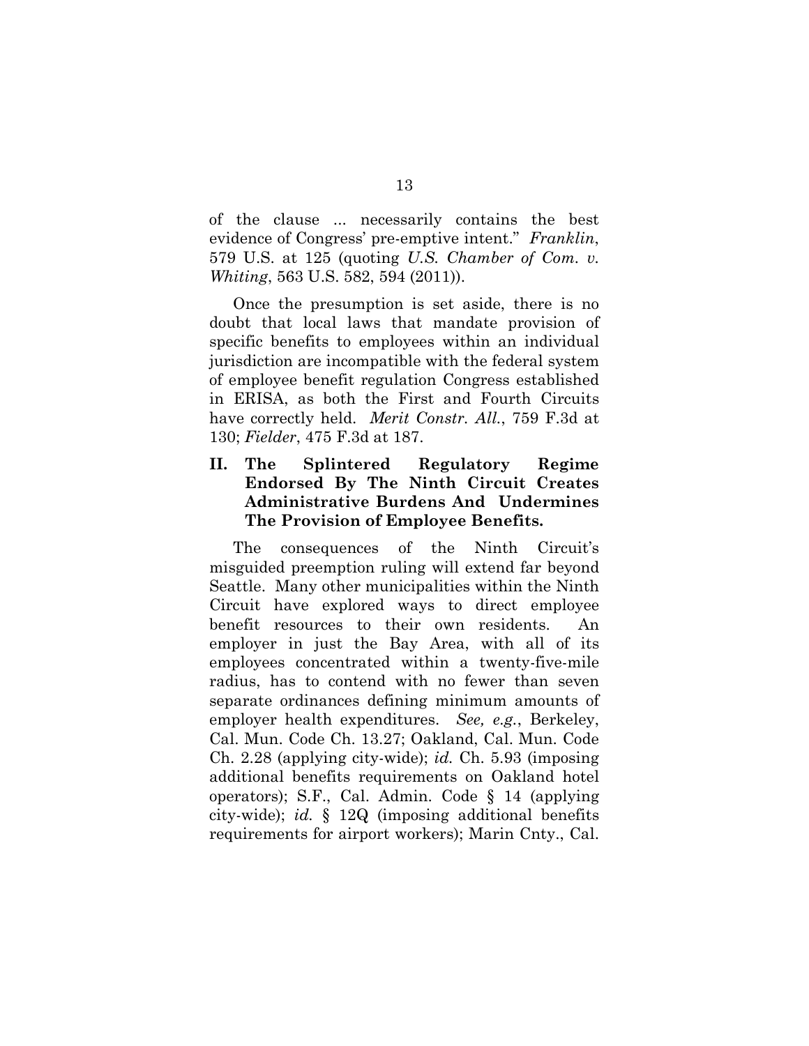of the clause ... necessarily contains the best evidence of Congress' pre-emptive intent." *Franklin*, 579 U.S. at 125 (quoting *U.S. Chamber of Com. v. Whiting*, 563 U.S. 582, 594 (2011)).

Once the presumption is set aside, there is no doubt that local laws that mandate provision of specific benefits to employees within an individual jurisdiction are incompatible with the federal system of employee benefit regulation Congress established in ERISA, as both the First and Fourth Circuits have correctly held. *Merit Constr. All.*, 759 F.3d at 130; *Fielder*, 475 F.3d at 187.

## II. The Splintered Regulatory Regime Endorsed By The Ninth Circuit Creates Administrative Burdens And Undermines The Provision of Employee Benefits.

The consequences of the Ninth Circuit's misguided preemption ruling will extend far beyond Seattle. Many other municipalities within the Ninth Circuit have explored ways to direct employee benefit resources to their own residents. An employer in just the Bay Area, with all of its employees concentrated within a twenty-five-mile radius, has to contend with no fewer than seven separate ordinances defining minimum amounts of employer health expenditures. *See, e.g.*, Berkeley, Cal. Mun. Code Ch. 13.27; Oakland, Cal. Mun. Code Ch. 2.28 (applying city-wide); *id.* Ch. 5.93 (imposing additional benefits requirements on Oakland hotel operators); S.F., Cal. Admin. Code § 14 (applying city-wide); *id.* § 12Q (imposing additional benefits requirements for airport workers); Marin Cnty., Cal.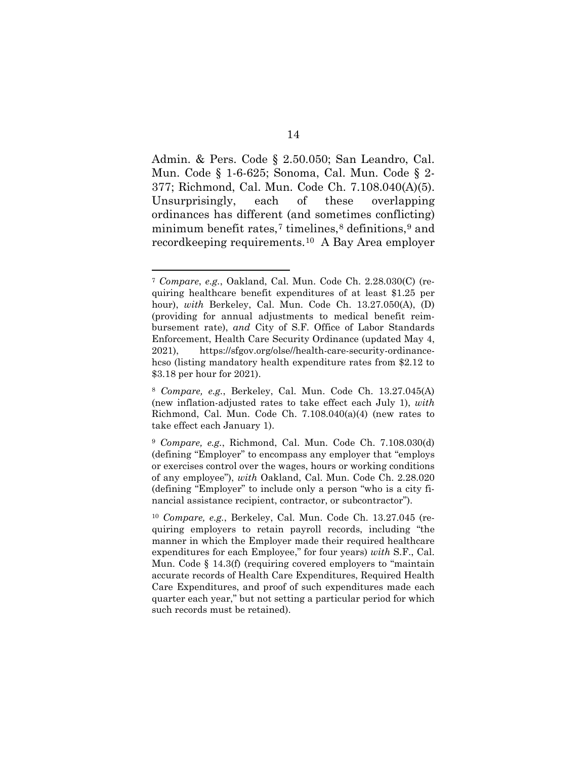Admin. & Pers. Code § 2.50.050; San Leandro, Cal. Mun. Code § 1-6-625; Sonoma, Cal. Mun. Code § 2-377; Richmond, Cal. Mun. Code Ch. 7.108.040(A)(5). Unsurprisingly, each of these overlapping ordinances has different (and sometimes conflicting) minimum benefit rates,[7] timelines,[8] definitions,[9] and recordkeeping requirements.[10] A Bay Area employer

---

[7] *Compare*, *e.g.*, Oakland, Cal. Mun. Code Ch. 2.28.030(C) (requiring healthcare benefit expenditures of at least $1.25 per hour), *with* Berkeley, Cal. Mun. Code Ch. 13.27.050(A), (D) (providing for annual adjustments to medical benefit reimbursement rate), *and* City of S.F. Office of Labor Standards Enforcement, Health Care Security Ordinance (updated May 4, 2021), https://sfgov.org/olse//health-care-security-ordinance-hcso (listing mandatory health expenditure rates from $2.12 to $3.18 per hour for 2021).

[8] *Compare, e.g.*, Berkeley, Cal. Mun. Code Ch. 13.27.045(A) (new inflation-adjusted rates to take effect each July 1), *with* Richmond, Cal. Mun. Code Ch. 7.108.040(a)(4) (new rates to take effect each January 1).

[9] *Compare, e.g.*, Richmond, Cal. Mun. Code Ch. 7.108.030(d) (defining "Employer" to encompass any employer that "employs or exercises control over the wages, hours or working conditions of any employee"), *with* Oakland, Cal. Mun. Code Ch. 2.28.020 (defining "Employer" to include only a person "who is a city financial assistance recipient, contractor, or subcontractor").

[10] *Compare, e.g.*, Berkeley, Cal. Mun. Code Ch. 13.27.045 (requiring employers to retain payroll records, including "the manner in which the Employer made their required healthcare expenditures for each Employee," for four years) *with* S.F., Cal. Mun. Code § 14.3(f) (requiring covered employers to "maintain accurate records of Health Care Expenditures, Required Health Care Expenditures, and proof of such expenditures made each quarter each year," but not setting a particular period for which such records must be retained).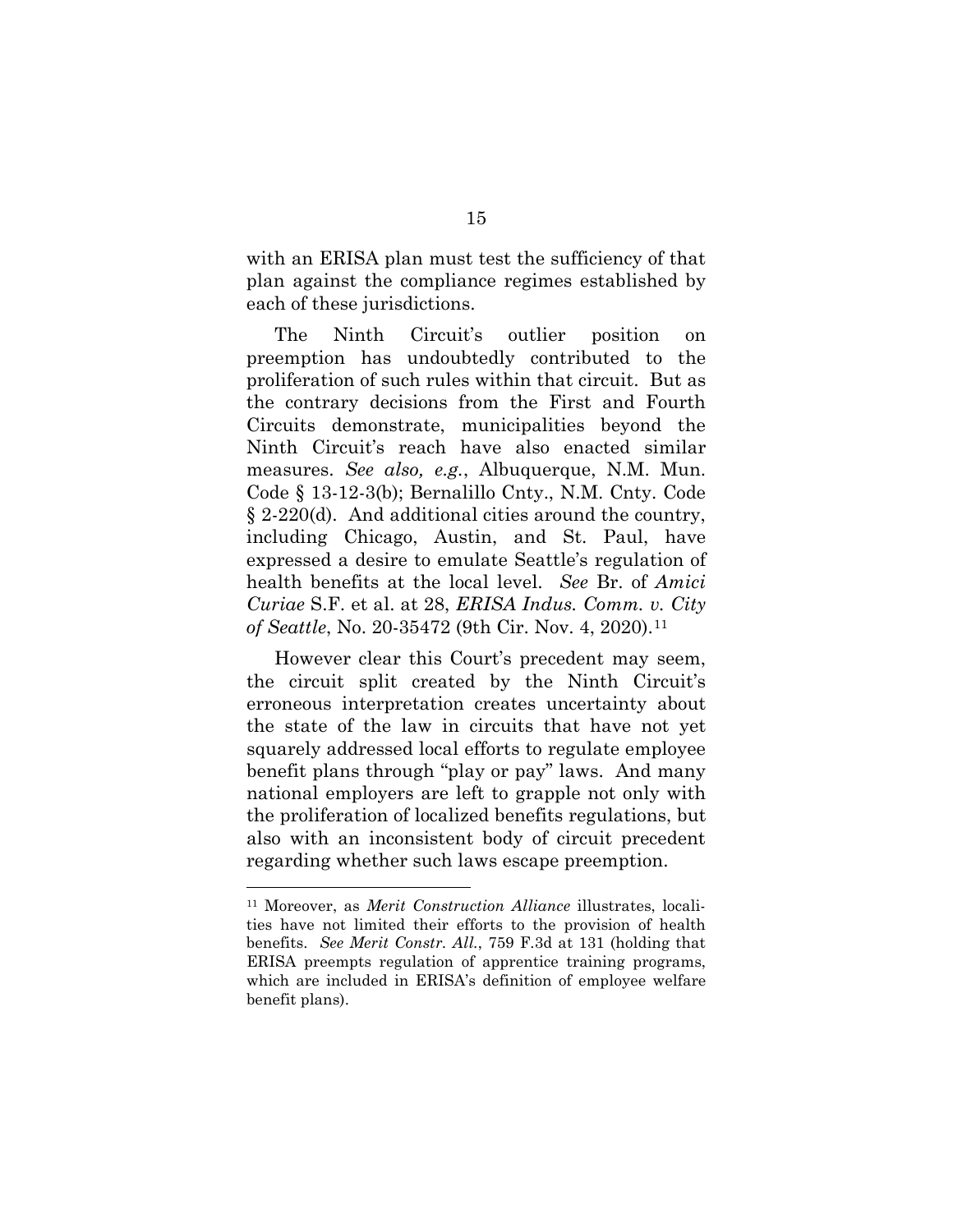with an ERISA plan must test the sufficiency of that plan against the compliance regimes established by each of these jurisdictions.

The Ninth Circuit's outlier position on preemption has undoubtedly contributed to the proliferation of such rules within that circuit. But as the contrary decisions from the First and Fourth Circuits demonstrate, municipalities beyond the Ninth Circuit's reach have also enacted similar measures. *See also, e.g.*, Albuquerque, N.M. Mun. Code § 13-12-3(b); Bernalillo Cnty., N.M. Cnty. Code § 2-220(d). And additional cities around the country, including Chicago, Austin, and St. Paul, have expressed a desire to emulate Seattle's regulation of health benefits at the local level. *See* Br. of *Amici Curiae* S.F. et al. at 28, *ERISA Indus. Comm. v. City of Seattle*, No. 20-35472 (9th Cir. Nov. 4, 2020).[11]

However clear this Court's precedent may seem, the circuit split created by the Ninth Circuit's erroneous interpretation creates uncertainty about the state of the law in circuits that have not yet squarely addressed local efforts to regulate employee benefit plans through "play or pay" laws. And many national employers are left to grapple not only with the proliferation of localized benefits regulations, but also with an inconsistent body of circuit precedent regarding whether such laws escape preemption.

---

[11] Moreover, as *Merit Construction Alliance* illustrates, localities have not limited their efforts to the provision of health benefits. *See Merit Constr. All.*, 759 F.3d at 131 (holding that ERISA preempts regulation of apprentice training programs, which are included in ERISA's definition of employee welfare benefit plans).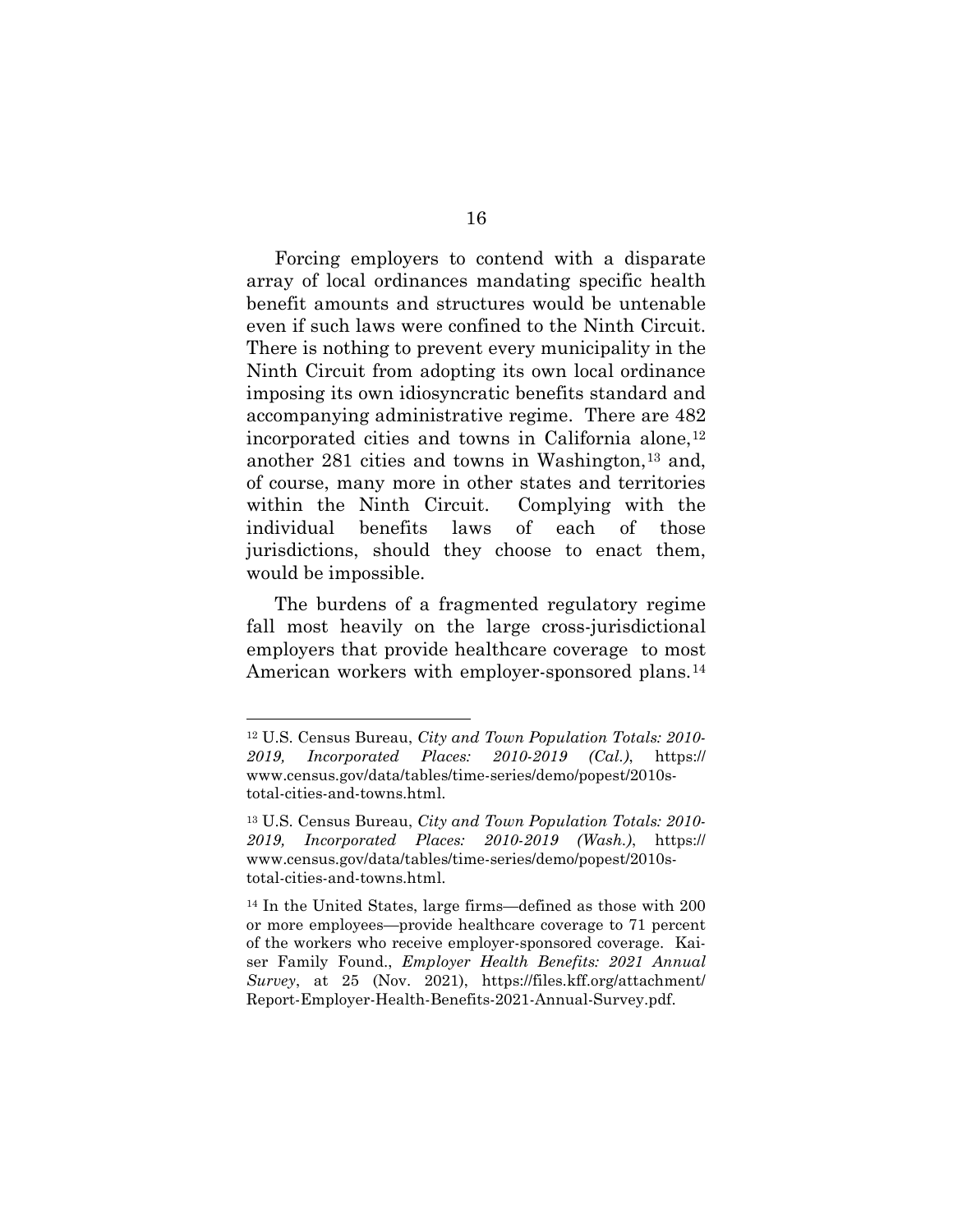Forcing employers to contend with a disparate array of local ordinances mandating specific health benefit amounts and structures would be untenable even if such laws were confined to the Ninth Circuit. There is nothing to prevent every municipality in the Ninth Circuit from adopting its own local ordinance imposing its own idiosyncratic benefits standard and accompanying administrative regime. There are 482 incorporated cities and towns in California alone,[12] another 281 cities and towns in Washington,[13] and, of course, many more in other states and territories within the Ninth Circuit. Complying with the individual benefits laws of each of those jurisdictions, should they choose to enact them, would be impossible.

The burdens of a fragmented regulatory regime fall most heavily on the large cross-jurisdictional employers that provide healthcare coverage to most American workers with employer-sponsored plans.[14]

---

[12] U.S. Census Bureau, *City and Town Population Totals: 2010-2019, Incorporated Places: 2010-2019 (Cal.)*, https://www.census.gov/data/tables/time-series/demo/popest/2010s-total-cities-and-towns.html.

[13] U.S. Census Bureau, *City and Town Population Totals: 2010-2019, Incorporated Places: 2010-2019 (Wash.)*, https://www.census.gov/data/tables/time-series/demo/popest/2010s-total-cities-and-towns.html.

[14] In the United States, large firms—defined as those with 200 or more employees—provide healthcare coverage to 71 percent of the workers who receive employer-sponsored coverage. Kaiser Family Found., *Employer Health Benefits: 2021 Annual Survey*, at 25 (Nov. 2021), https://files.kff.org/attachment/Report-Employer-Health-Benefits-2021-Annual-Survey.pdf.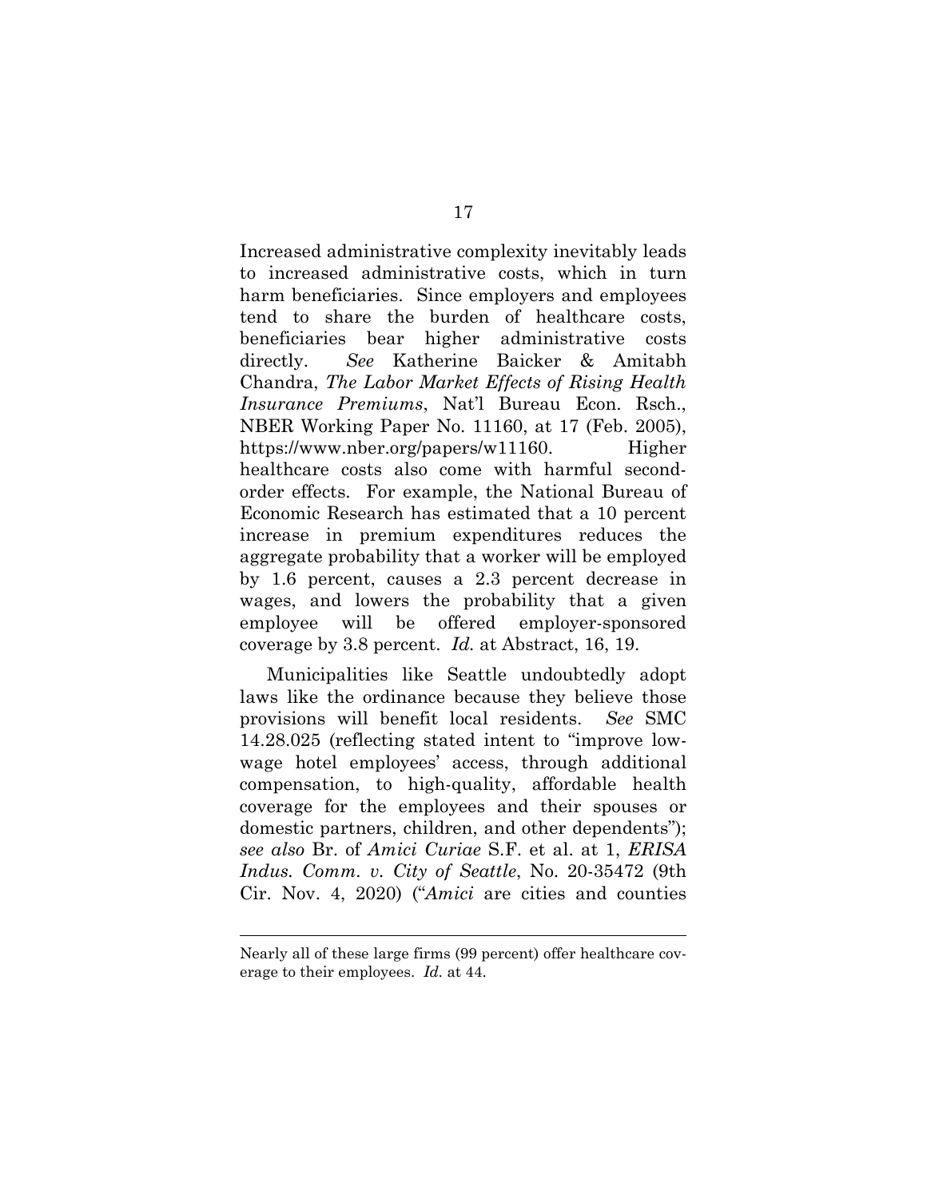Increased administrative complexity inevitably leads to increased administrative costs, which in turn harm beneficiaries. Since employers and employees tend to share the burden of healthcare costs, beneficiaries bear higher administrative costs directly. *See* Katherine Baicker & Amitabh Chandra, *The Labor Market Effects of Rising Health Insurance Premiums*, Nat'l Bureau Econ. Rsch., NBER Working Paper No. 11160, at 17 (Feb. 2005), https://www.nber.org/papers/w11160. Higher healthcare costs also come with harmful second-order effects. For example, the National Bureau of Economic Research has estimated that a 10 percent increase in premium expenditures reduces the aggregate probability that a worker will be employed by 1.6 percent, causes a 2.3 percent decrease in wages, and lowers the probability that a given employee will be offered employer-sponsored coverage by 3.8 percent. *Id.* at Abstract, 16, 19.

Municipalities like Seattle undoubtedly adopt laws like the ordinance because they believe those provisions will benefit local residents. *See* SMC 14.28.025 (reflecting stated intent to "improve low-wage hotel employees' access, through additional compensation, to high-quality, affordable health coverage for the employees and their spouses or domestic partners, children, and other dependents"); *see also* Br. of *Amici Curiae* S.F. et al. at 1, *ERISA Indus. Comm. v. City of Seattle*, No. 20-35472 (9th Cir. Nov. 4, 2020) ("*Amici* are cities and counties

---

Nearly all of these large firms (99 percent) offer healthcare coverage to their employees. *Id.* at 44.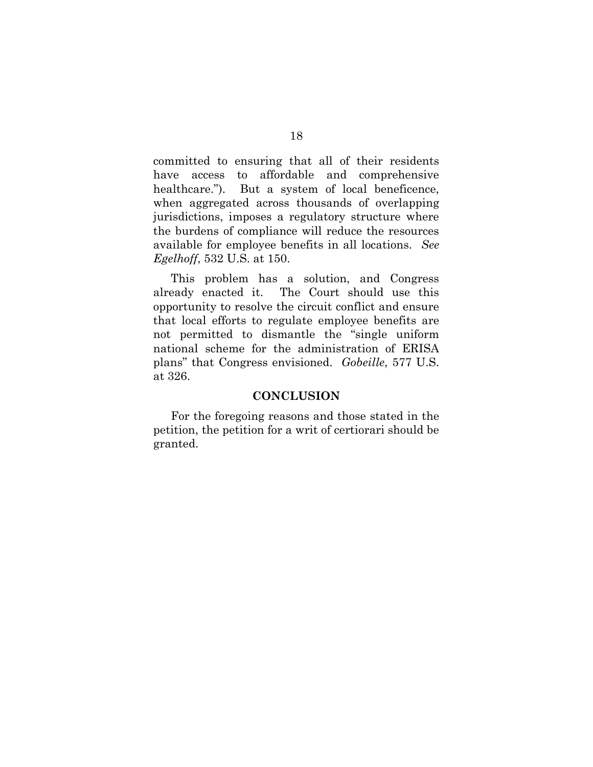committed to ensuring that all of their residents have access to affordable and comprehensive healthcare."). But a system of local beneficence, when aggregated across thousands of overlapping jurisdictions, imposes a regulatory structure where the burdens of compliance will reduce the resources available for employee benefits in all locations. *See Egelhoff*, 532 U.S. at 150.

This problem has a solution, and Congress already enacted it. The Court should use this opportunity to resolve the circuit conflict and ensure that local efforts to regulate employee benefits are not permitted to dismantle the "single uniform national scheme for the administration of ERISA plans" that Congress envisioned. *Gobeille*, 577 U.S. at 326.

## CONCLUSION

For the foregoing reasons and those stated in the petition, the petition for a writ of certiorari should be granted.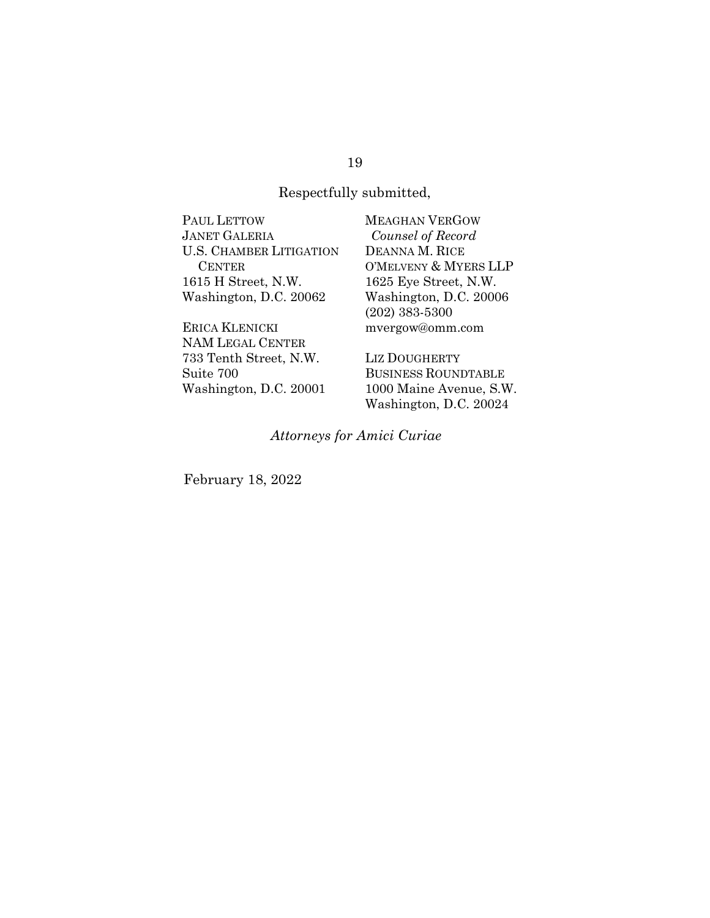Respectfully submitted,

PAUL LETTOW
JANET GALERIA
U.S. CHAMBER LITIGATION CENTER
1615 H Street, N.W.
Washington, D.C. 20062

ERICA KLENICKI
NAM LEGAL CENTER
733 Tenth Street, N.W.
Suite 700
Washington, D.C. 20001

MEAGHAN VERGOW
*Counsel of Record*
DEANNA M. RICE
O'MELVENY & MYERS LLP
1625 Eye Street, N.W.
Washington, D.C. 20006
(202) 383-5300
mvergow@omm.com

LIZ DOUGHERTY
BUSINESS ROUNDTABLE
1000 Maine Avenue, S.W.
Washington, D.C. 20024

*Attorneys for Amici Curiae*

February 18, 2022